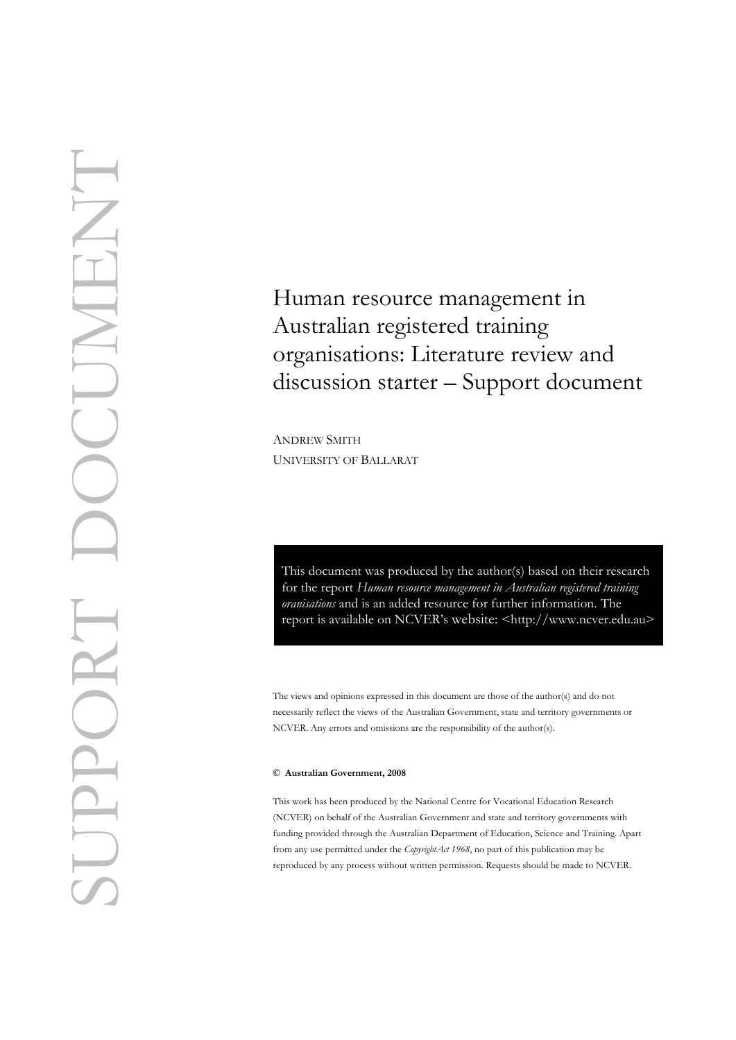SUPPORT DOCUMENT

# Human resource management in Australian registered training organisations: Literature review and discussion starter – Support document

ANDREW SMITH
UNIVERSITY OF BALLARAT

This document was produced by the author(s) based on their research for the report *Human resource management in Australian registered training oranisations* and is an added resource for further information. The report is available on NCVER's website: <http://www.ncver.edu.au>

The views and opinions expressed in this document are those of the author(s) and do not necessarily reflect the views of the Australian Government, state and territory governments or NCVER. Any errors and omissions are the responsibility of the author(s).

**© Australian Government, 2008**

This work has been produced by the National Centre for Vocational Education Research (NCVER) on behalf of the Australian Government and state and territory governments with funding provided through the Australian Department of Education, Science and Training. Apart from any use permitted under the *CopyrightAct 1968*, no part of this publication may be reproduced by any process without written permission. Requests should be made to NCVER.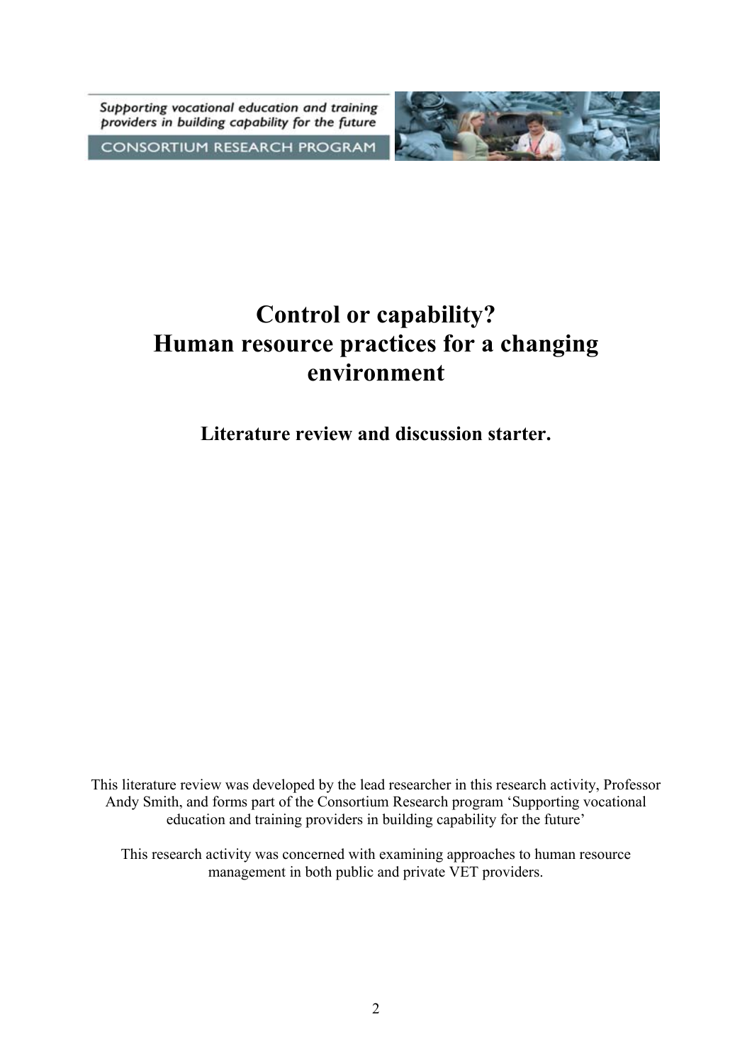Supporting vocational education and training providers in building capability for the future

CONSORTIUM RESEARCH PROGRAM

# Control or capability? Human resource practices for a changing environment

## Literature review and discussion starter.

This literature review was developed by the lead researcher in this research activity, Professor Andy Smith, and forms part of the Consortium Research program 'Supporting vocational education and training providers in building capability for the future'

This research activity was concerned with examining approaches to human resource management in both public and private VET providers.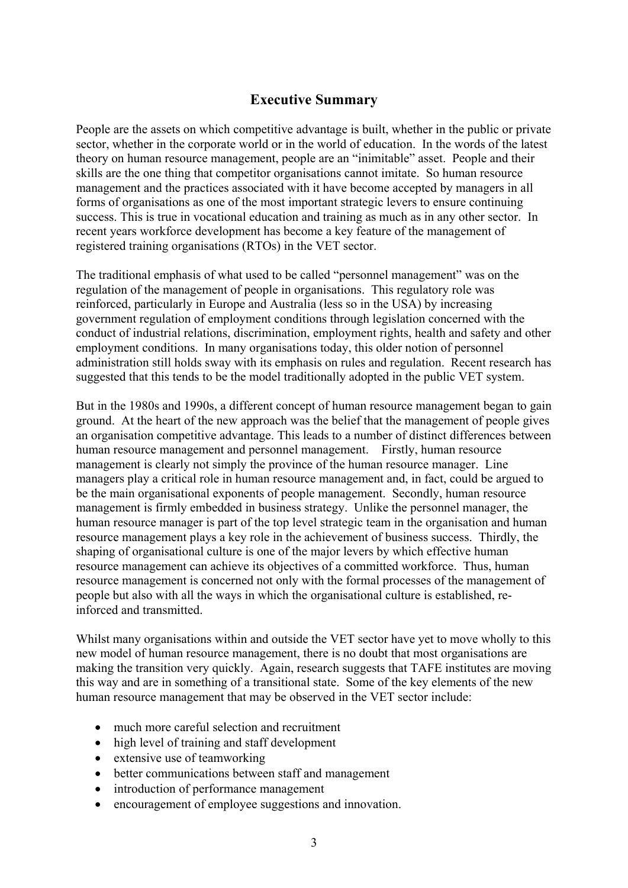# Executive Summary

People are the assets on which competitive advantage is built, whether in the public or private sector, whether in the corporate world or in the world of education. In the words of the latest theory on human resource management, people are an "inimitable" asset. People and their skills are the one thing that competitor organisations cannot imitate. So human resource management and the practices associated with it have become accepted by managers in all forms of organisations as one of the most important strategic levers to ensure continuing success. This is true in vocational education and training as much as in any other sector. In recent years workforce development has become a key feature of the management of registered training organisations (RTOs) in the VET sector.

The traditional emphasis of what used to be called "personnel management" was on the regulation of the management of people in organisations. This regulatory role was reinforced, particularly in Europe and Australia (less so in the USA) by increasing government regulation of employment conditions through legislation concerned with the conduct of industrial relations, discrimination, employment rights, health and safety and other employment conditions. In many organisations today, this older notion of personnel administration still holds sway with its emphasis on rules and regulation. Recent research has suggested that this tends to be the model traditionally adopted in the public VET system.

But in the 1980s and 1990s, a different concept of human resource management began to gain ground. At the heart of the new approach was the belief that the management of people gives an organisation competitive advantage. This leads to a number of distinct differences between human resource management and personnel management. Firstly, human resource management is clearly not simply the province of the human resource manager. Line managers play a critical role in human resource management and, in fact, could be argued to be the main organisational exponents of people management. Secondly, human resource management is firmly embedded in business strategy. Unlike the personnel manager, the human resource manager is part of the top level strategic team in the organisation and human resource management plays a key role in the achievement of business success. Thirdly, the shaping of organisational culture is one of the major levers by which effective human resource management can achieve its objectives of a committed workforce. Thus, human resource management is concerned not only with the formal processes of the management of people but also with all the ways in which the organisational culture is established, re-inforced and transmitted.

Whilst many organisations within and outside the VET sector have yet to move wholly to this new model of human resource management, there is no doubt that most organisations are making the transition very quickly. Again, research suggests that TAFE institutes are moving this way and are in something of a transitional state. Some of the key elements of the new human resource management that may be observed in the VET sector include:

- much more careful selection and recruitment
- high level of training and staff development
- extensive use of teamworking
- better communications between staff and management
- introduction of performance management
- encouragement of employee suggestions and innovation.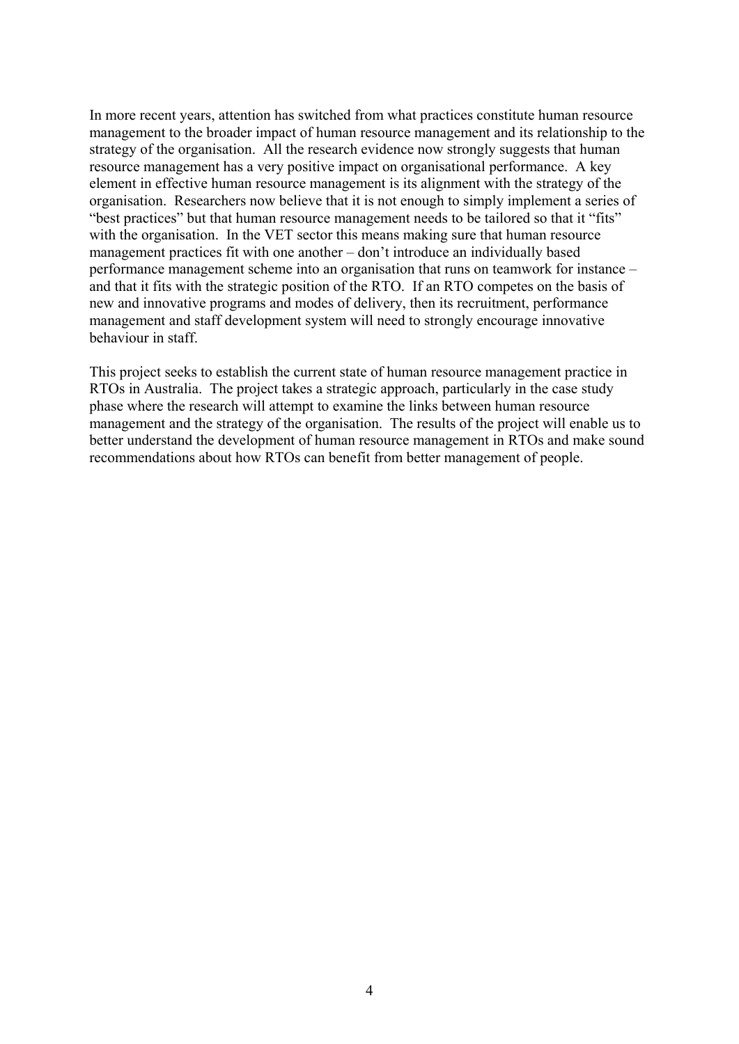In more recent years, attention has switched from what practices constitute human resource management to the broader impact of human resource management and its relationship to the strategy of the organisation. All the research evidence now strongly suggests that human resource management has a very positive impact on organisational performance. A key element in effective human resource management is its alignment with the strategy of the organisation. Researchers now believe that it is not enough to simply implement a series of "best practices" but that human resource management needs to be tailored so that it "fits" with the organisation. In the VET sector this means making sure that human resource management practices fit with one another – don't introduce an individually based performance management scheme into an organisation that runs on teamwork for instance – and that it fits with the strategic position of the RTO. If an RTO competes on the basis of new and innovative programs and modes of delivery, then its recruitment, performance management and staff development system will need to strongly encourage innovative behaviour in staff.

This project seeks to establish the current state of human resource management practice in RTOs in Australia. The project takes a strategic approach, particularly in the case study phase where the research will attempt to examine the links between human resource management and the strategy of the organisation. The results of the project will enable us to better understand the development of human resource management in RTOs and make sound recommendations about how RTOs can benefit from better management of people.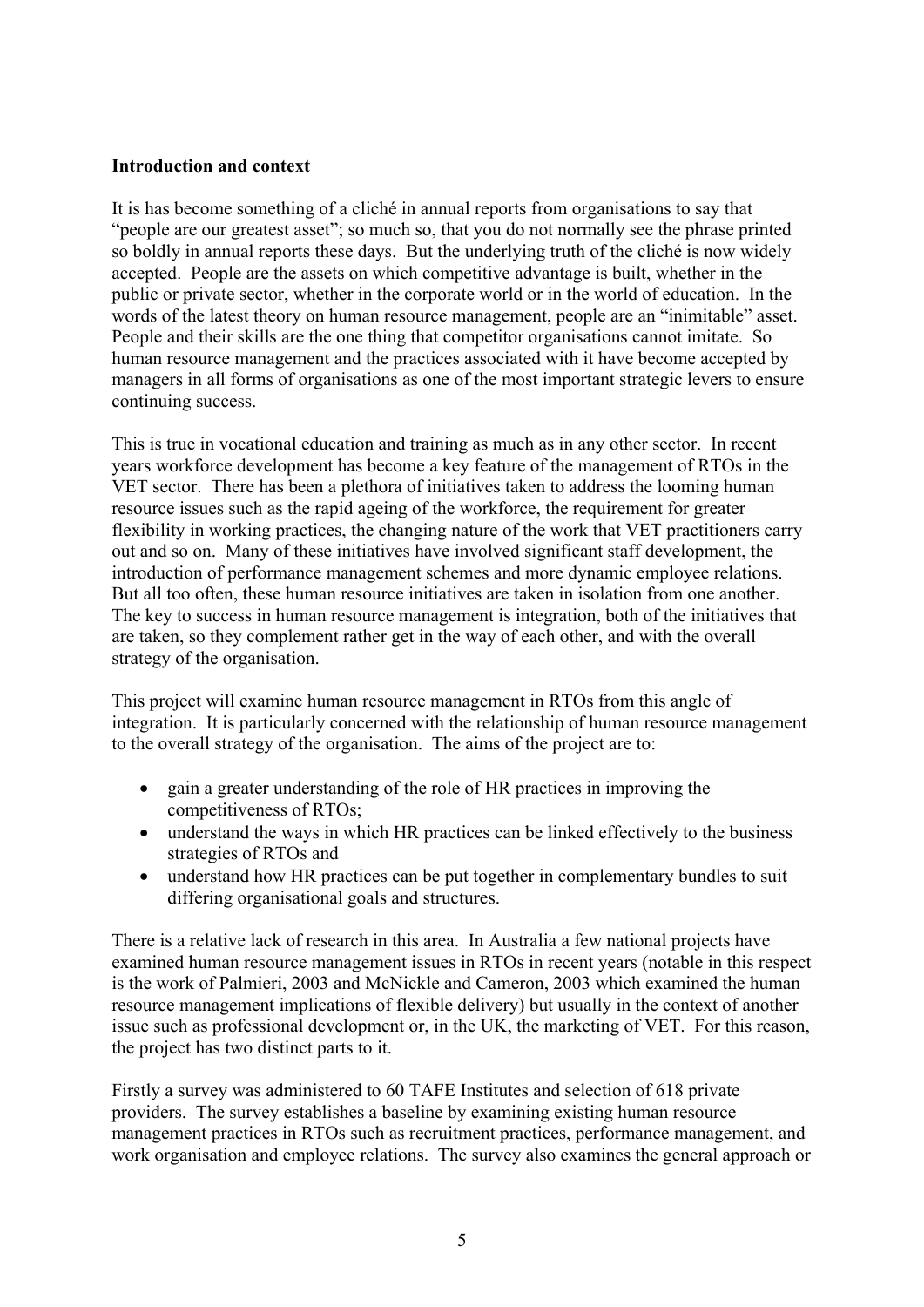**Introduction and context**

It is has become something of a cliché in annual reports from organisations to say that "people are our greatest asset"; so much so, that you do not normally see the phrase printed so boldly in annual reports these days. But the underlying truth of the cliché is now widely accepted. People are the assets on which competitive advantage is built, whether in the public or private sector, whether in the corporate world or in the world of education. In the words of the latest theory on human resource management, people are an "inimitable" asset. People and their skills are the one thing that competitor organisations cannot imitate. So human resource management and the practices associated with it have become accepted by managers in all forms of organisations as one of the most important strategic levers to ensure continuing success.

This is true in vocational education and training as much as in any other sector. In recent years workforce development has become a key feature of the management of RTOs in the VET sector. There has been a plethora of initiatives taken to address the looming human resource issues such as the rapid ageing of the workforce, the requirement for greater flexibility in working practices, the changing nature of the work that VET practitioners carry out and so on. Many of these initiatives have involved significant staff development, the introduction of performance management schemes and more dynamic employee relations. But all too often, these human resource initiatives are taken in isolation from one another. The key to success in human resource management is integration, both of the initiatives that are taken, so they complement rather get in the way of each other, and with the overall strategy of the organisation.

This project will examine human resource management in RTOs from this angle of integration. It is particularly concerned with the relationship of human resource management to the overall strategy of the organisation. The aims of the project are to:

- gain a greater understanding of the role of HR practices in improving the competitiveness of RTOs;
- understand the ways in which HR practices can be linked effectively to the business strategies of RTOs and
- understand how HR practices can be put together in complementary bundles to suit differing organisational goals and structures.

There is a relative lack of research in this area. In Australia a few national projects have examined human resource management issues in RTOs in recent years (notable in this respect is the work of Palmieri, 2003 and McNickle and Cameron, 2003 which examined the human resource management implications of flexible delivery) but usually in the context of another issue such as professional development or, in the UK, the marketing of VET. For this reason, the project has two distinct parts to it.

Firstly a survey was administered to 60 TAFE Institutes and selection of 618 private providers. The survey establishes a baseline by examining existing human resource management practices in RTOs such as recruitment practices, performance management, and work organisation and employee relations. The survey also examines the general approach or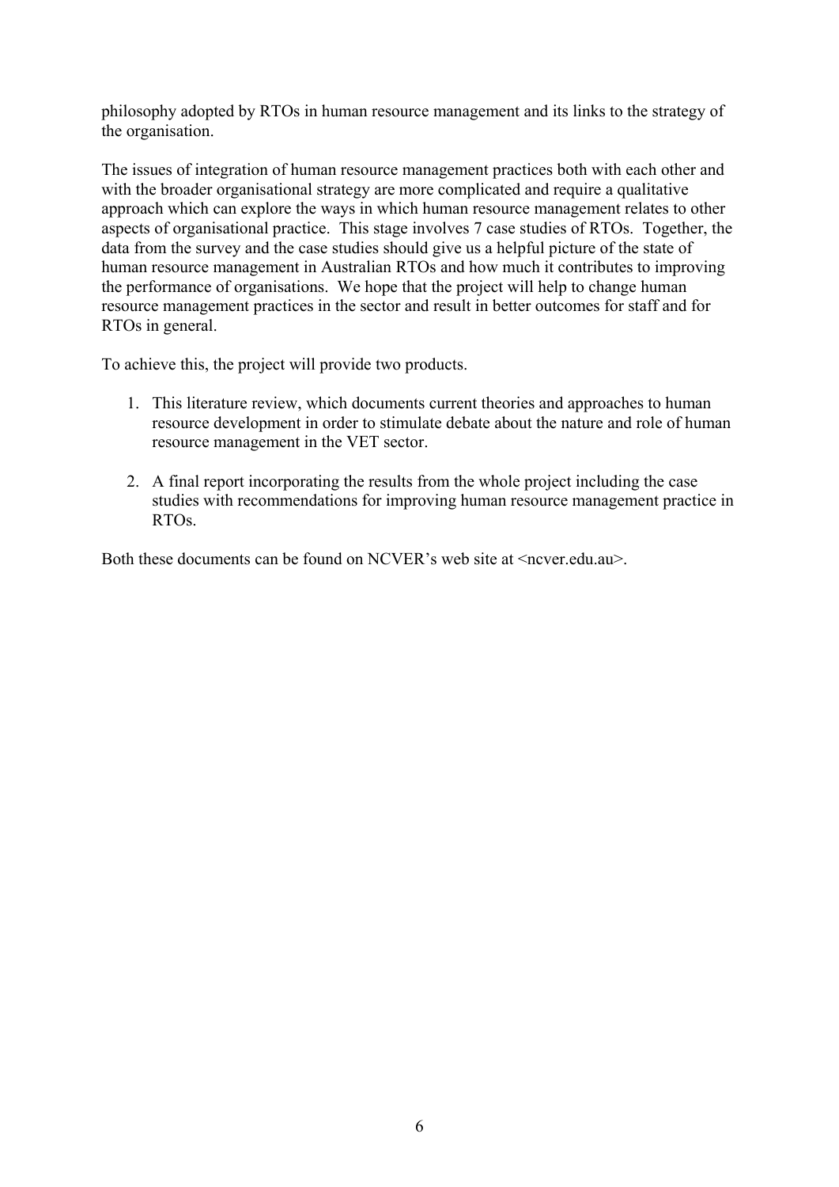philosophy adopted by RTOs in human resource management and its links to the strategy of the organisation.

The issues of integration of human resource management practices both with each other and with the broader organisational strategy are more complicated and require a qualitative approach which can explore the ways in which human resource management relates to other aspects of organisational practice. This stage involves 7 case studies of RTOs. Together, the data from the survey and the case studies should give us a helpful picture of the state of human resource management in Australian RTOs and how much it contributes to improving the performance of organisations. We hope that the project will help to change human resource management practices in the sector and result in better outcomes for staff and for RTOs in general.

To achieve this, the project will provide two products.

1. This literature review, which documents current theories and approaches to human resource development in order to stimulate debate about the nature and role of human resource management in the VET sector.

2. A final report incorporating the results from the whole project including the case studies with recommendations for improving human resource management practice in RTOs.

Both these documents can be found on NCVER's web site at <ncver.edu.au>.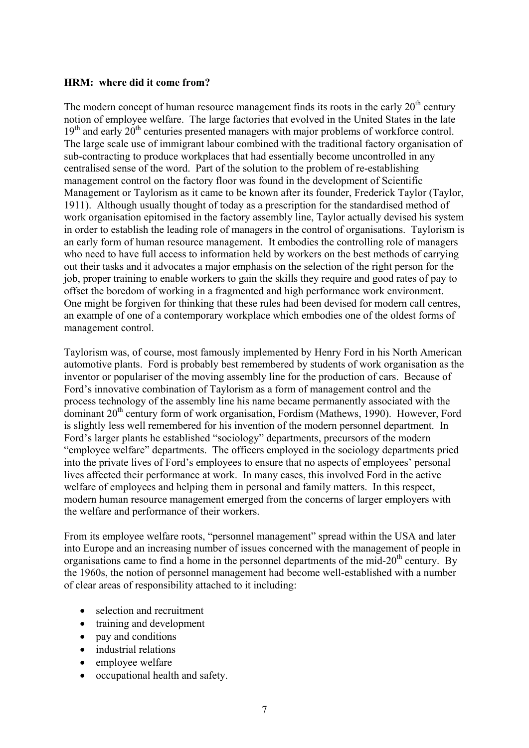**HRM: where did it come from?**

The modern concept of human resource management finds its roots in the early 20$^{th}$ century notion of employee welfare. The large factories that evolved in the United States in the late 19$^{th}$ and early 20$^{th}$ centuries presented managers with major problems of workforce control. The large scale use of immigrant labour combined with the traditional factory organisation of sub-contracting to produce workplaces that had essentially become uncontrolled in any centralised sense of the word. Part of the solution to the problem of re-establishing management control on the factory floor was found in the development of Scientific Management or Taylorism as it came to be known after its founder, Frederick Taylor (Taylor, 1911). Although usually thought of today as a prescription for the standardised method of work organisation epitomised in the factory assembly line, Taylor actually devised his system in order to establish the leading role of managers in the control of organisations. Taylorism is an early form of human resource management. It embodies the controlling role of managers who need to have full access to information held by workers on the best methods of carrying out their tasks and it advocates a major emphasis on the selection of the right person for the job, proper training to enable workers to gain the skills they require and good rates of pay to offset the boredom of working in a fragmented and high performance work environment. One might be forgiven for thinking that these rules had been devised for modern call centres, an example of one of a contemporary workplace which embodies one of the oldest forms of management control.

Taylorism was, of course, most famously implemented by Henry Ford in his North American automotive plants. Ford is probably best remembered by students of work organisation as the inventor or populariser of the moving assembly line for the production of cars. Because of Ford's innovative combination of Taylorism as a form of management control and the process technology of the assembly line his name became permanently associated with the dominant 20$^{th}$ century form of work organisation, Fordism (Mathews, 1990). However, Ford is slightly less well remembered for his invention of the modern personnel department. In Ford's larger plants he established "sociology" departments, precursors of the modern "employee welfare" departments. The officers employed in the sociology departments pried into the private lives of Ford's employees to ensure that no aspects of employees' personal lives affected their performance at work. In many cases, this involved Ford in the active welfare of employees and helping them in personal and family matters. In this respect, modern human resource management emerged from the concerns of larger employers with the welfare and performance of their workers.

From its employee welfare roots, "personnel management" spread within the USA and later into Europe and an increasing number of issues concerned with the management of people in organisations came to find a home in the personnel departments of the mid-20$^{th}$ century. By the 1960s, the notion of personnel management had become well-established with a number of clear areas of responsibility attached to it including:

- selection and recruitment
- training and development
- pay and conditions
- industrial relations
- employee welfare
- occupational health and safety.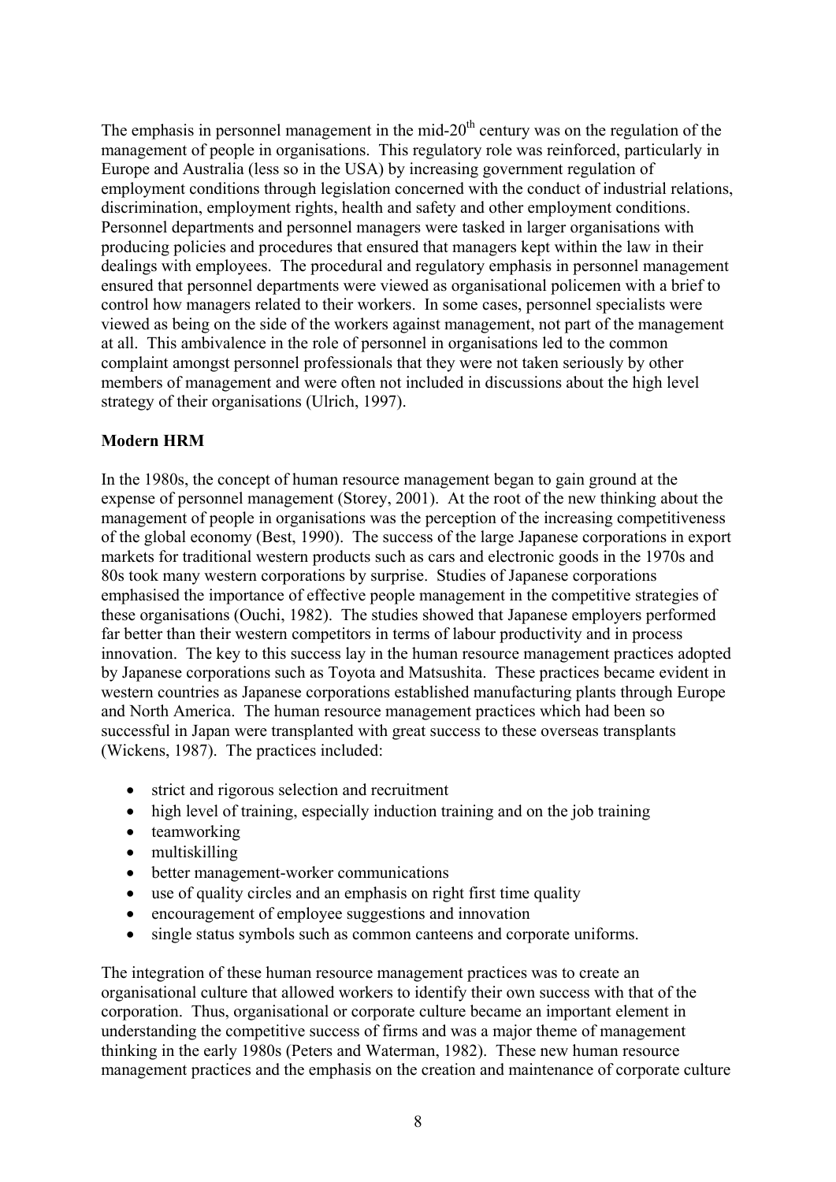The emphasis in personnel management in the mid-20th century was on the regulation of the management of people in organisations. This regulatory role was reinforced, particularly in Europe and Australia (less so in the USA) by increasing government regulation of employment conditions through legislation concerned with the conduct of industrial relations, discrimination, employment rights, health and safety and other employment conditions. Personnel departments and personnel managers were tasked in larger organisations with producing policies and procedures that ensured that managers kept within the law in their dealings with employees. The procedural and regulatory emphasis in personnel management ensured that personnel departments were viewed as organisational policemen with a brief to control how managers related to their workers. In some cases, personnel specialists were viewed as being on the side of the workers against management, not part of the management at all. This ambivalence in the role of personnel in organisations led to the common complaint amongst personnel professionals that they were not taken seriously by other members of management and were often not included in discussions about the high level strategy of their organisations (Ulrich, 1997).

**Modern HRM**

In the 1980s, the concept of human resource management began to gain ground at the expense of personnel management (Storey, 2001). At the root of the new thinking about the management of people in organisations was the perception of the increasing competitiveness of the global economy (Best, 1990). The success of the large Japanese corporations in export markets for traditional western products such as cars and electronic goods in the 1970s and 80s took many western corporations by surprise. Studies of Japanese corporations emphasised the importance of effective people management in the competitive strategies of these organisations (Ouchi, 1982). The studies showed that Japanese employers performed far better than their western competitors in terms of labour productivity and in process innovation. The key to this success lay in the human resource management practices adopted by Japanese corporations such as Toyota and Matsushita. These practices became evident in western countries as Japanese corporations established manufacturing plants through Europe and North America. The human resource management practices which had been so successful in Japan were transplanted with great success to these overseas transplants (Wickens, 1987). The practices included:

- strict and rigorous selection and recruitment
- high level of training, especially induction training and on the job training
- teamworking
- multiskilling
- better management-worker communications
- use of quality circles and an emphasis on right first time quality
- encouragement of employee suggestions and innovation
- single status symbols such as common canteens and corporate uniforms.

The integration of these human resource management practices was to create an organisational culture that allowed workers to identify their own success with that of the corporation. Thus, organisational or corporate culture became an important element in understanding the competitive success of firms and was a major theme of management thinking in the early 1980s (Peters and Waterman, 1982). These new human resource management practices and the emphasis on the creation and maintenance of corporate culture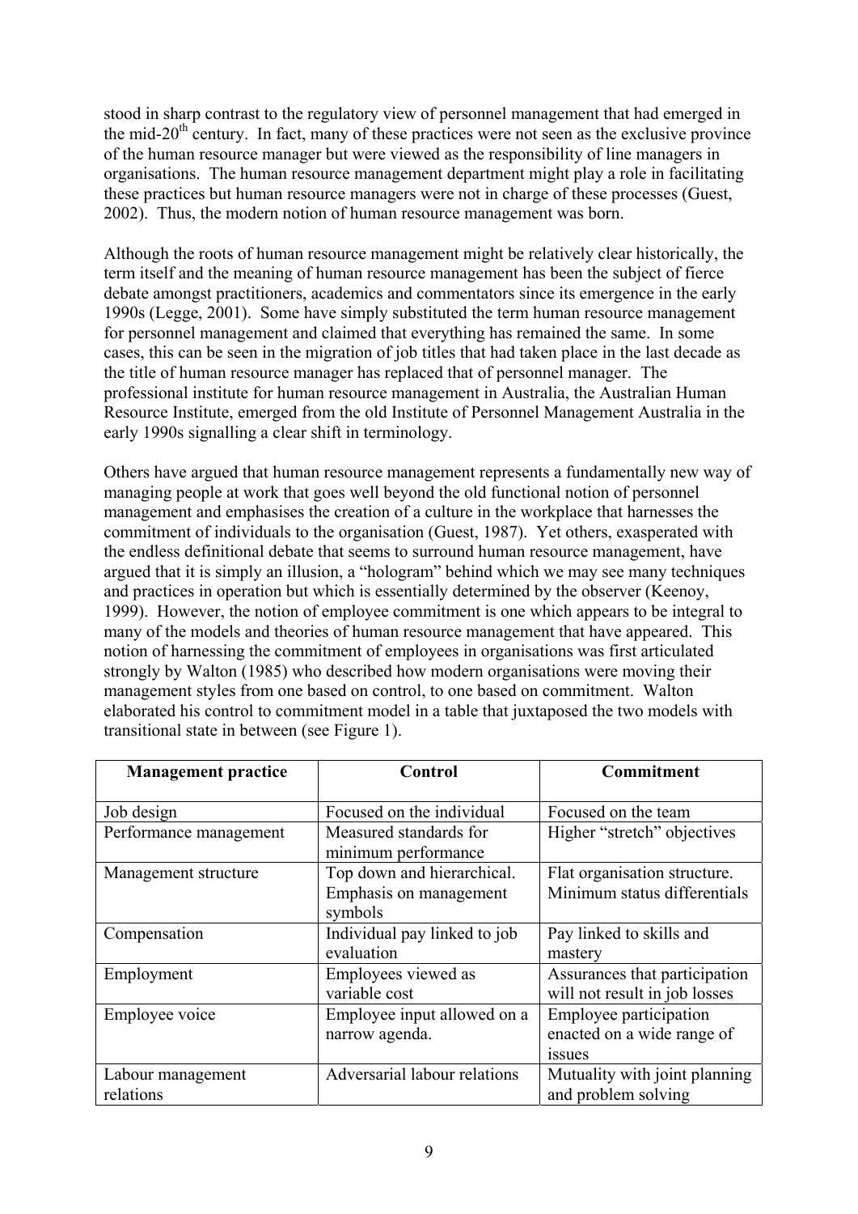stood in sharp contrast to the regulatory view of personnel management that had emerged in the mid-20th century. In fact, many of these practices were not seen as the exclusive province of the human resource manager but were viewed as the responsibility of line managers in organisations. The human resource management department might play a role in facilitating these practices but human resource managers were not in charge of these processes (Guest, 2002). Thus, the modern notion of human resource management was born.

Although the roots of human resource management might be relatively clear historically, the term itself and the meaning of human resource management has been the subject of fierce debate amongst practitioners, academics and commentators since its emergence in the early 1990s (Legge, 2001). Some have simply substituted the term human resource management for personnel management and claimed that everything has remained the same. In some cases, this can be seen in the migration of job titles that had taken place in the last decade as the title of human resource manager has replaced that of personnel manager. The professional institute for human resource management in Australia, the Australian Human Resource Institute, emerged from the old Institute of Personnel Management Australia in the early 1990s signalling a clear shift in terminology.

Others have argued that human resource management represents a fundamentally new way of managing people at work that goes well beyond the old functional notion of personnel management and emphasises the creation of a culture in the workplace that harnesses the commitment of individuals to the organisation (Guest, 1987). Yet others, exasperated with the endless definitional debate that seems to surround human resource management, have argued that it is simply an illusion, a "hologram" behind which we may see many techniques and practices in operation but which is essentially determined by the observer (Keenoy, 1999). However, the notion of employee commitment is one which appears to be integral to many of the models and theories of human resource management that have appeared. This notion of harnessing the commitment of employees in organisations was first articulated strongly by Walton (1985) who described how modern organisations were moving their management styles from one based on control, to one based on commitment. Walton elaborated his control to commitment model in a table that juxtaposed the two models with transitional state in between (see Figure 1).

| Management practice | Control | Commitment |
|---|---|---|
| Job design | Focused on the individual | Focused on the team |
| Performance management | Measured standards for minimum performance | Higher "stretch" objectives |
| Management structure | Top down and hierarchical. Emphasis on management symbols | Flat organisation structure. Minimum status differentials |
| Compensation | Individual pay linked to job evaluation | Pay linked to skills and mastery |
| Employment | Employees viewed as variable cost | Assurances that participation will not result in job losses |
| Employee voice | Employee input allowed on a narrow agenda. | Employee participation enacted on a wide range of issues |
| Labour management relations | Adversarial labour relations | Mutuality with joint planning and problem solving |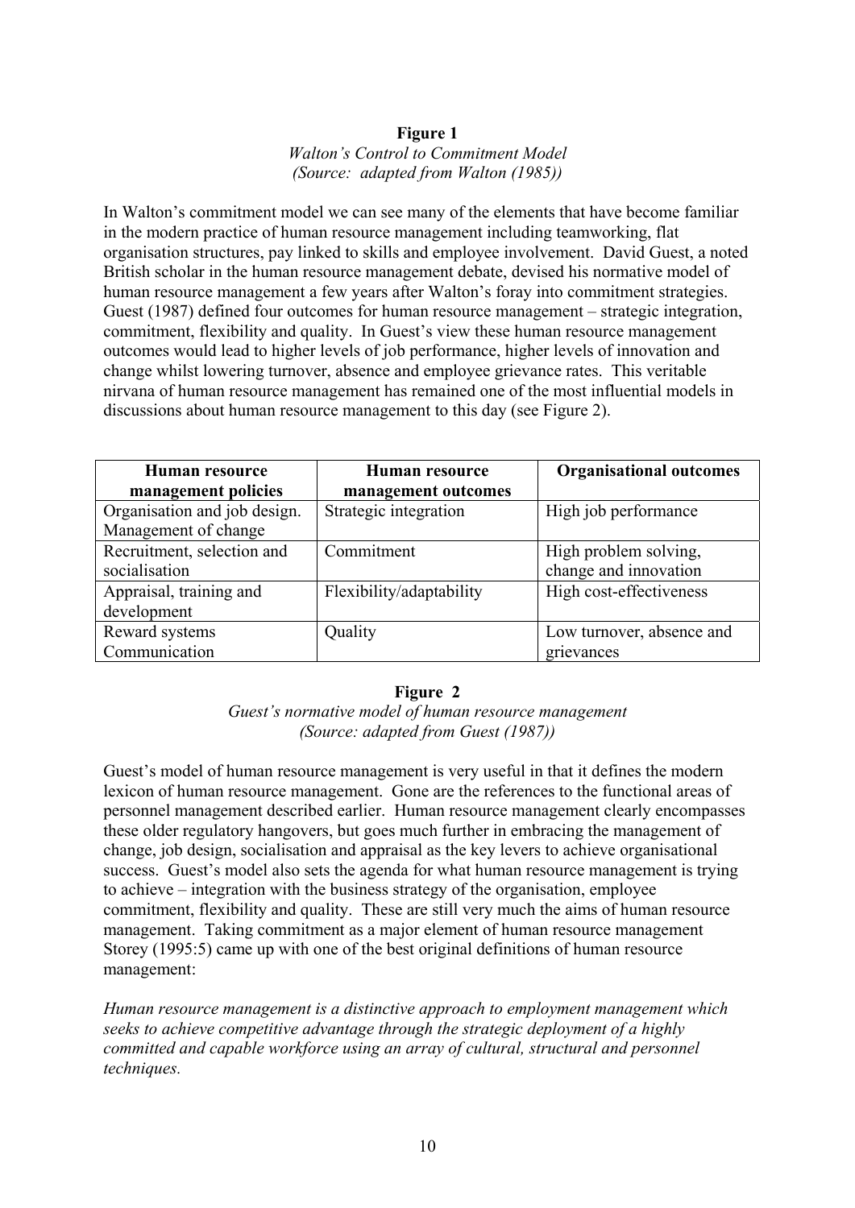**Figure 1**
*Walton's Control to Commitment Model*
*(Source: adapted from Walton (1985))*

In Walton's commitment model we can see many of the elements that have become familiar in the modern practice of human resource management including teamworking, flat organisation structures, pay linked to skills and employee involvement. David Guest, a noted British scholar in the human resource management debate, devised his normative model of human resource management a few years after Walton's foray into commitment strategies. Guest (1987) defined four outcomes for human resource management – strategic integration, commitment, flexibility and quality. In Guest's view these human resource management outcomes would lead to higher levels of job performance, higher levels of innovation and change whilst lowering turnover, absence and employee grievance rates. This veritable nirvana of human resource management has remained one of the most influential models in discussions about human resource management to this day (see Figure 2).

| Human resource management policies | Human resource management outcomes | Organisational outcomes |
|---|---|---|
| Organisation and job design. Management of change | Strategic integration | High job performance |
| Recruitment, selection and socialisation | Commitment | High problem solving, change and innovation |
| Appraisal, training and development | Flexibility/adaptability | High cost-effectiveness |
| Reward systems Communication | Quality | Low turnover, absence and grievances |

**Figure 2**
*Guest's normative model of human resource management*
*(Source: adapted from Guest (1987))*

Guest's model of human resource management is very useful in that it defines the modern lexicon of human resource management. Gone are the references to the functional areas of personnel management described earlier. Human resource management clearly encompasses these older regulatory hangovers, but goes much further in embracing the management of change, job design, socialisation and appraisal as the key levers to achieve organisational success. Guest's model also sets the agenda for what human resource management is trying to achieve – integration with the business strategy of the organisation, employee commitment, flexibility and quality. These are still very much the aims of human resource management. Taking commitment as a major element of human resource management Storey (1995:5) came up with one of the best original definitions of human resource management:

*Human resource management is a distinctive approach to employment management which seeks to achieve competitive advantage through the strategic deployment of a highly committed and capable workforce using an array of cultural, structural and personnel techniques.*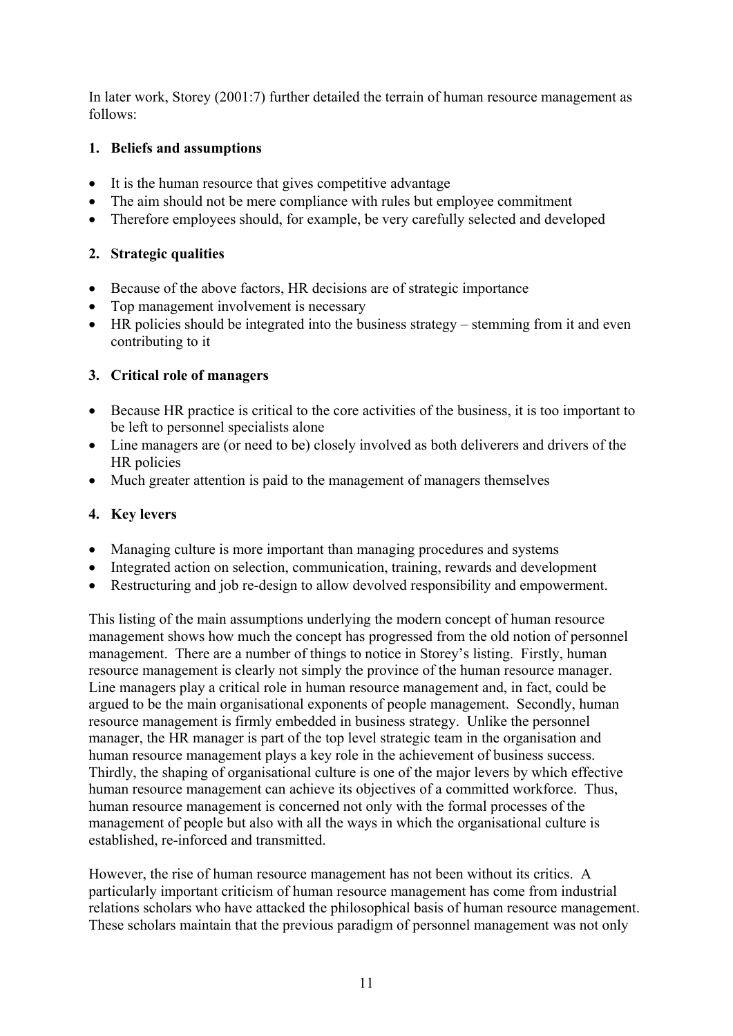In later work, Storey (2001:7) further detailed the terrain of human resource management as follows:

**1. Beliefs and assumptions**

- It is the human resource that gives competitive advantage
- The aim should not be mere compliance with rules but employee commitment
- Therefore employees should, for example, be very carefully selected and developed

**2. Strategic qualities**

- Because of the above factors, HR decisions are of strategic importance
- Top management involvement is necessary
- HR policies should be integrated into the business strategy – stemming from it and even contributing to it

**3. Critical role of managers**

- Because HR practice is critical to the core activities of the business, it is too important to be left to personnel specialists alone
- Line managers are (or need to be) closely involved as both deliverers and drivers of the HR policies
- Much greater attention is paid to the management of managers themselves

**4. Key levers**

- Managing culture is more important than managing procedures and systems
- Integrated action on selection, communication, training, rewards and development
- Restructuring and job re-design to allow devolved responsibility and empowerment.

This listing of the main assumptions underlying the modern concept of human resource management shows how much the concept has progressed from the old notion of personnel management. There are a number of things to notice in Storey's listing. Firstly, human resource management is clearly not simply the province of the human resource manager. Line managers play a critical role in human resource management and, in fact, could be argued to be the main organisational exponents of people management. Secondly, human resource management is firmly embedded in business strategy. Unlike the personnel manager, the HR manager is part of the top level strategic team in the organisation and human resource management plays a key role in the achievement of business success. Thirdly, the shaping of organisational culture is one of the major levers by which effective human resource management can achieve its objectives of a committed workforce. Thus, human resource management is concerned not only with the formal processes of the management of people but also with all the ways in which the organisational culture is established, re-inforced and transmitted.

However, the rise of human resource management has not been without its critics. A particularly important criticism of human resource management has come from industrial relations scholars who have attacked the philosophical basis of human resource management. These scholars maintain that the previous paradigm of personnel management was not only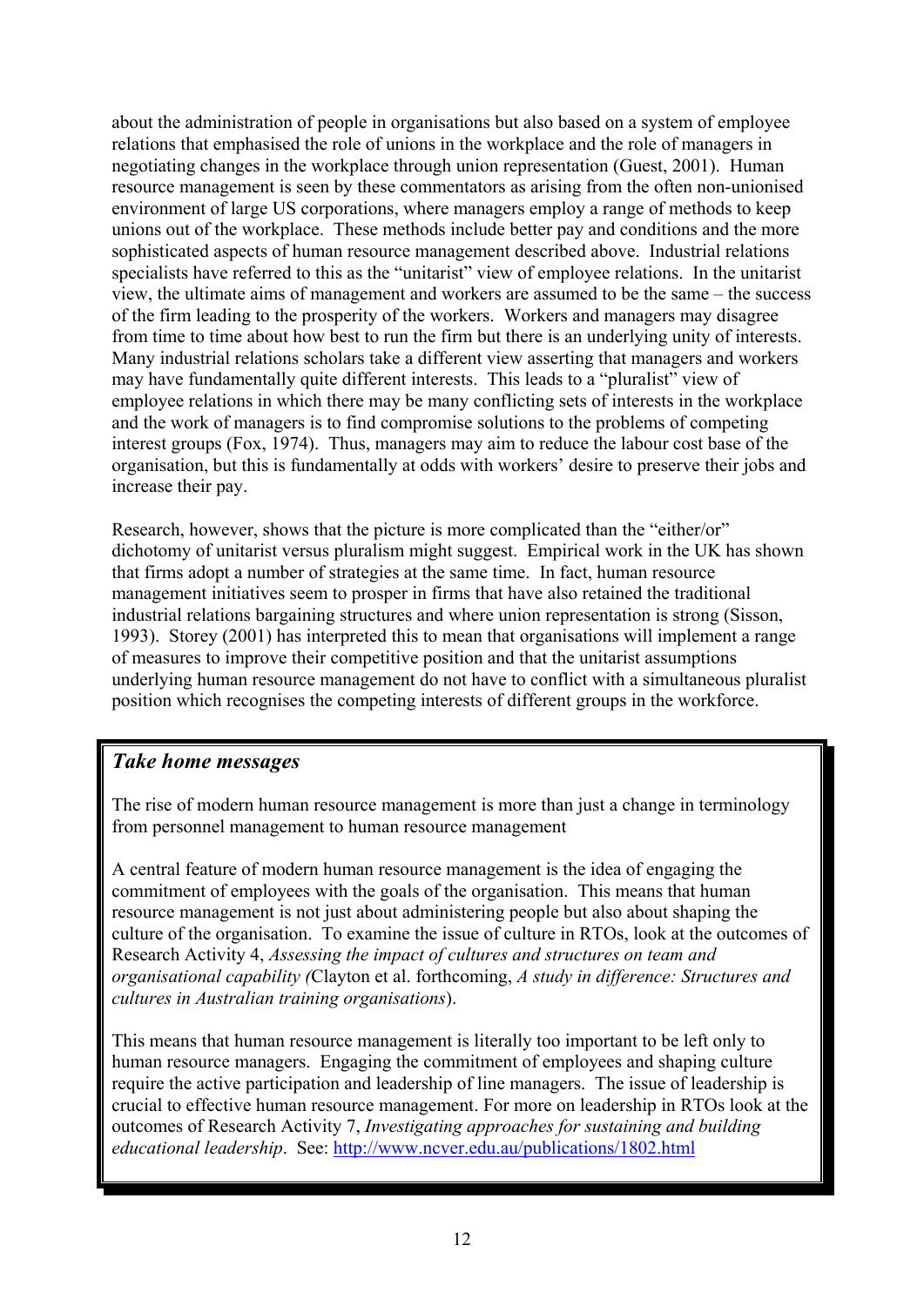about the administration of people in organisations but also based on a system of employee relations that emphasised the role of unions in the workplace and the role of managers in negotiating changes in the workplace through union representation (Guest, 2001). Human resource management is seen by these commentators as arising from the often non-unionised environment of large US corporations, where managers employ a range of methods to keep unions out of the workplace. These methods include better pay and conditions and the more sophisticated aspects of human resource management described above. Industrial relations specialists have referred to this as the "unitarist" view of employee relations. In the unitarist view, the ultimate aims of management and workers are assumed to be the same – the success of the firm leading to the prosperity of the workers. Workers and managers may disagree from time to time about how best to run the firm but there is an underlying unity of interests. Many industrial relations scholars take a different view asserting that managers and workers may have fundamentally quite different interests. This leads to a "pluralist" view of employee relations in which there may be many conflicting sets of interests in the workplace and the work of managers is to find compromise solutions to the problems of competing interest groups (Fox, 1974). Thus, managers may aim to reduce the labour cost base of the organisation, but this is fundamentally at odds with workers' desire to preserve their jobs and increase their pay.

Research, however, shows that the picture is more complicated than the "either/or" dichotomy of unitarist versus pluralism might suggest. Empirical work in the UK has shown that firms adopt a number of strategies at the same time. In fact, human resource management initiatives seem to prosper in firms that have also retained the traditional industrial relations bargaining structures and where union representation is strong (Sisson, 1993). Storey (2001) has interpreted this to mean that organisations will implement a range of measures to improve their competitive position and that the unitarist assumptions underlying human resource management do not have to conflict with a simultaneous pluralist position which recognises the competing interests of different groups in the workforce.

***Take home messages***

The rise of modern human resource management is more than just a change in terminology from personnel management to human resource management

A central feature of modern human resource management is the idea of engaging the commitment of employees with the goals of the organisation. This means that human resource management is not just about administering people but also about shaping the culture of the organisation. To examine the issue of culture in RTOs, look at the outcomes of Research Activity 4, *Assessing the impact of cultures and structures on team and organisational capability (*Clayton et al. forthcoming, *A study in difference: Structures and cultures in Australian training organisations*).

This means that human resource management is literally too important to be left only to human resource managers. Engaging the commitment of employees and shaping culture require the active participation and leadership of line managers. The issue of leadership is crucial to effective human resource management. For more on leadership in RTOs look at the outcomes of Research Activity 7, *Investigating approaches for sustaining and building educational leadership*. See: http://www.ncver.edu.au/publications/1802.html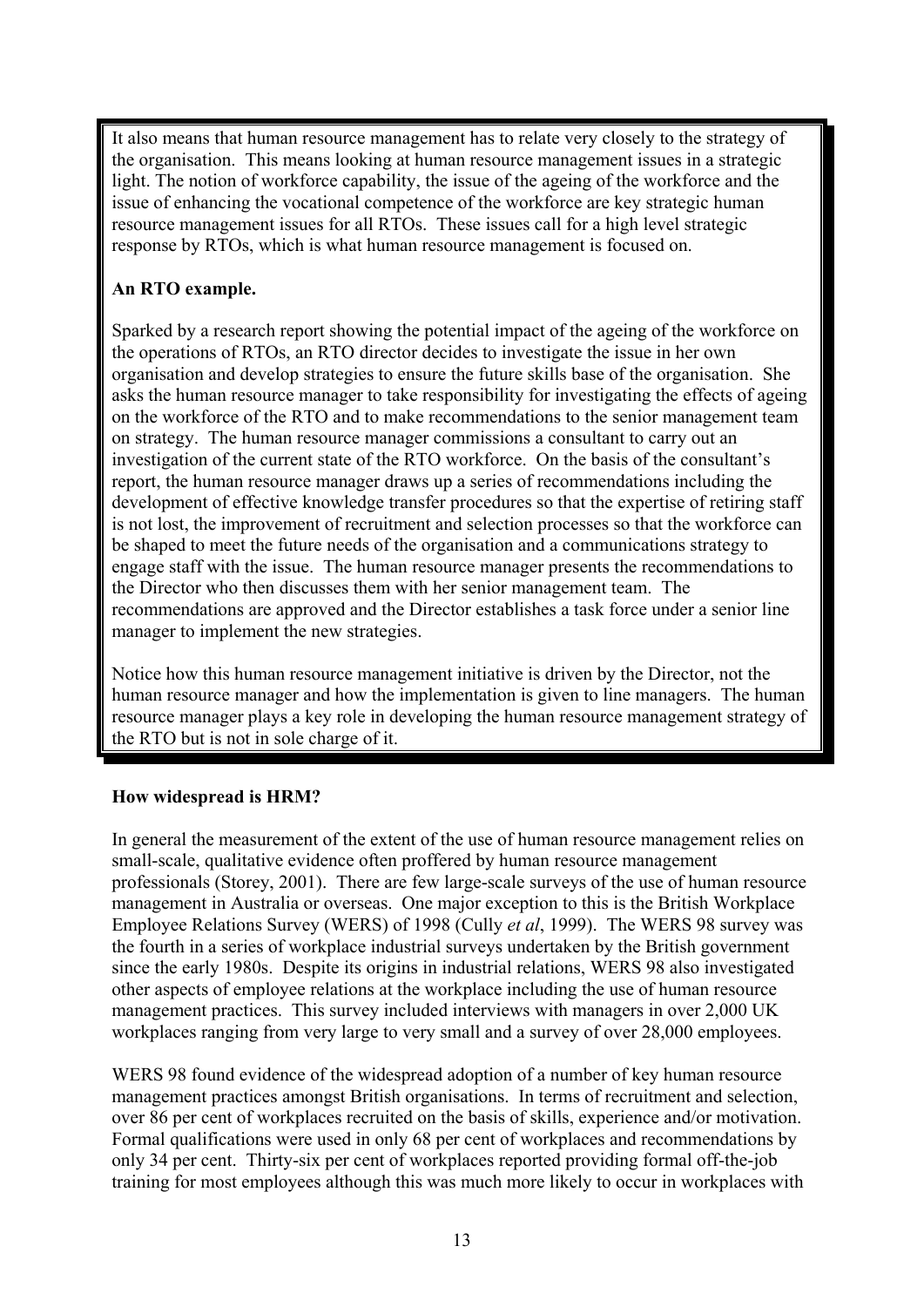It also means that human resource management has to relate very closely to the strategy of the organisation. This means looking at human resource management issues in a strategic light. The notion of workforce capability, the issue of the ageing of the workforce and the issue of enhancing the vocational competence of the workforce are key strategic human resource management issues for all RTOs. These issues call for a high level strategic response by RTOs, which is what human resource management is focused on.

**An RTO example.**

Sparked by a research report showing the potential impact of the ageing of the workforce on the operations of RTOs, an RTO director decides to investigate the issue in her own organisation and develop strategies to ensure the future skills base of the organisation. She asks the human resource manager to take responsibility for investigating the effects of ageing on the workforce of the RTO and to make recommendations to the senior management team on strategy. The human resource manager commissions a consultant to carry out an investigation of the current state of the RTO workforce. On the basis of the consultant's report, the human resource manager draws up a series of recommendations including the development of effective knowledge transfer procedures so that the expertise of retiring staff is not lost, the improvement of recruitment and selection processes so that the workforce can be shaped to meet the future needs of the organisation and a communications strategy to engage staff with the issue. The human resource manager presents the recommendations to the Director who then discusses them with her senior management team. The recommendations are approved and the Director establishes a task force under a senior line manager to implement the new strategies.

Notice how this human resource management initiative is driven by the Director, not the human resource manager and how the implementation is given to line managers. The human resource manager plays a key role in developing the human resource management strategy of the RTO but is not in sole charge of it.

**How widespread is HRM?**

In general the measurement of the extent of the use of human resource management relies on small-scale, qualitative evidence often proffered by human resource management professionals (Storey, 2001). There are few large-scale surveys of the use of human resource management in Australia or overseas. One major exception to this is the British Workplace Employee Relations Survey (WERS) of 1998 (Cully *et al*, 1999). The WERS 98 survey was the fourth in a series of workplace industrial surveys undertaken by the British government since the early 1980s. Despite its origins in industrial relations, WERS 98 also investigated other aspects of employee relations at the workplace including the use of human resource management practices. This survey included interviews with managers in over 2,000 UK workplaces ranging from very large to very small and a survey of over 28,000 employees.

WERS 98 found evidence of the widespread adoption of a number of key human resource management practices amongst British organisations. In terms of recruitment and selection, over 86 per cent of workplaces recruited on the basis of skills, experience and/or motivation. Formal qualifications were used in only 68 per cent of workplaces and recommendations by only 34 per cent. Thirty-six per cent of workplaces reported providing formal off-the-job training for most employees although this was much more likely to occur in workplaces with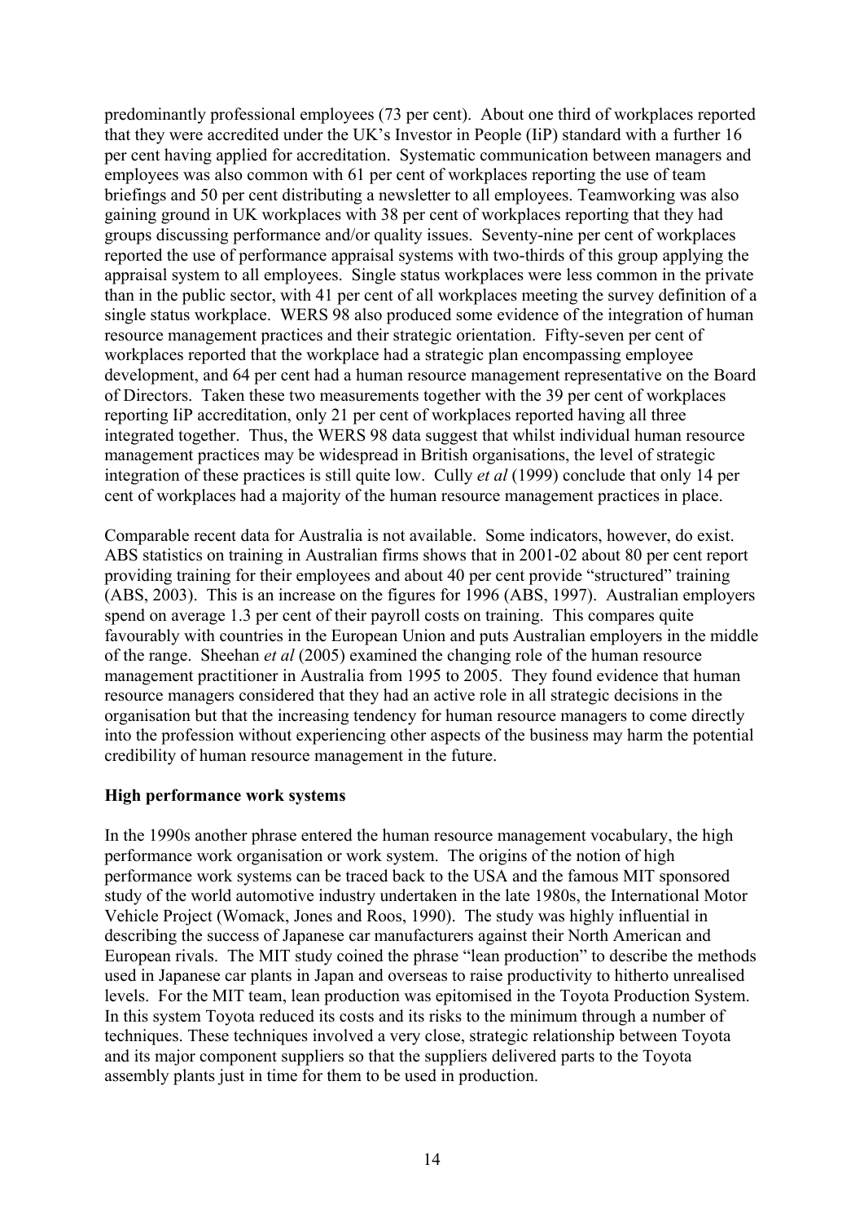predominantly professional employees (73 per cent). About one third of workplaces reported that they were accredited under the UK's Investor in People (IiP) standard with a further 16 per cent having applied for accreditation. Systematic communication between managers and employees was also common with 61 per cent of workplaces reporting the use of team briefings and 50 per cent distributing a newsletter to all employees. Teamworking was also gaining ground in UK workplaces with 38 per cent of workplaces reporting that they had groups discussing performance and/or quality issues. Seventy-nine per cent of workplaces reported the use of performance appraisal systems with two-thirds of this group applying the appraisal system to all employees. Single status workplaces were less common in the private than in the public sector, with 41 per cent of all workplaces meeting the survey definition of a single status workplace. WERS 98 also produced some evidence of the integration of human resource management practices and their strategic orientation. Fifty-seven per cent of workplaces reported that the workplace had a strategic plan encompassing employee development, and 64 per cent had a human resource management representative on the Board of Directors. Taken these two measurements together with the 39 per cent of workplaces reporting IiP accreditation, only 21 per cent of workplaces reported having all three integrated together. Thus, the WERS 98 data suggest that whilst individual human resource management practices may be widespread in British organisations, the level of strategic integration of these practices is still quite low. Cully *et al* (1999) conclude that only 14 per cent of workplaces had a majority of the human resource management practices in place.

Comparable recent data for Australia is not available. Some indicators, however, do exist. ABS statistics on training in Australian firms shows that in 2001-02 about 80 per cent report providing training for their employees and about 40 per cent provide "structured" training (ABS, 2003). This is an increase on the figures for 1996 (ABS, 1997). Australian employers spend on average 1.3 per cent of their payroll costs on training. This compares quite favourably with countries in the European Union and puts Australian employers in the middle of the range. Sheehan *et al* (2005) examined the changing role of the human resource management practitioner in Australia from 1995 to 2005. They found evidence that human resource managers considered that they had an active role in all strategic decisions in the organisation but that the increasing tendency for human resource managers to come directly into the profession without experiencing other aspects of the business may harm the potential credibility of human resource management in the future.

**High performance work systems**

In the 1990s another phrase entered the human resource management vocabulary, the high performance work organisation or work system. The origins of the notion of high performance work systems can be traced back to the USA and the famous MIT sponsored study of the world automotive industry undertaken in the late 1980s, the International Motor Vehicle Project (Womack, Jones and Roos, 1990). The study was highly influential in describing the success of Japanese car manufacturers against their North American and European rivals. The MIT study coined the phrase "lean production" to describe the methods used in Japanese car plants in Japan and overseas to raise productivity to hitherto unrealised levels. For the MIT team, lean production was epitomised in the Toyota Production System. In this system Toyota reduced its costs and its risks to the minimum through a number of techniques. These techniques involved a very close, strategic relationship between Toyota and its major component suppliers so that the suppliers delivered parts to the Toyota assembly plants just in time for them to be used in production.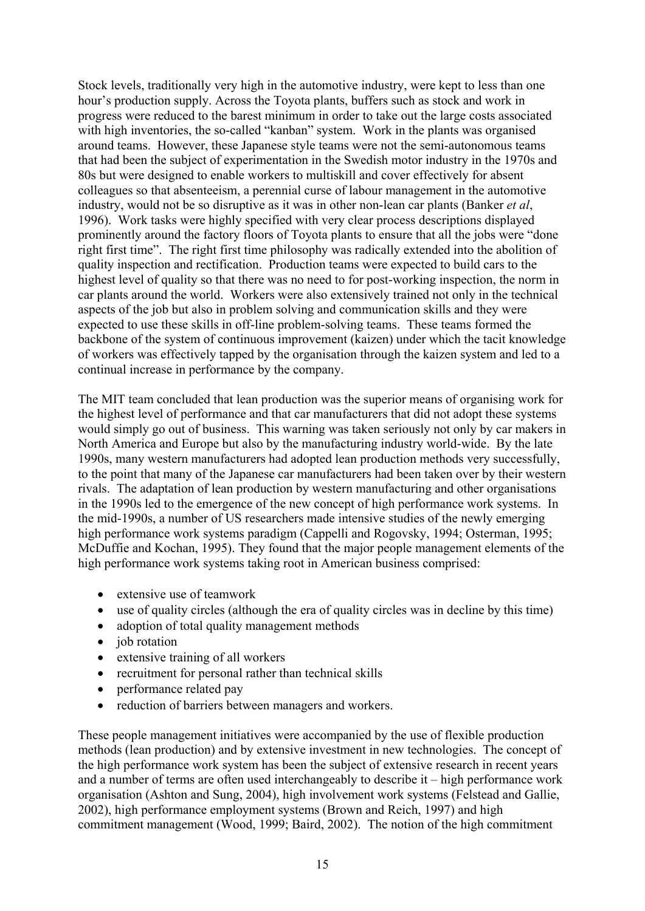Stock levels, traditionally very high in the automotive industry, were kept to less than one hour's production supply. Across the Toyota plants, buffers such as stock and work in progress were reduced to the barest minimum in order to take out the large costs associated with high inventories, the so-called "kanban" system. Work in the plants was organised around teams. However, these Japanese style teams were not the semi-autonomous teams that had been the subject of experimentation in the Swedish motor industry in the 1970s and 80s but were designed to enable workers to multiskill and cover effectively for absent colleagues so that absenteeism, a perennial curse of labour management in the automotive industry, would not be so disruptive as it was in other non-lean car plants (Banker *et al*, 1996). Work tasks were highly specified with very clear process descriptions displayed prominently around the factory floors of Toyota plants to ensure that all the jobs were "done right first time". The right first time philosophy was radically extended into the abolition of quality inspection and rectification. Production teams were expected to build cars to the highest level of quality so that there was no need to for post-working inspection, the norm in car plants around the world. Workers were also extensively trained not only in the technical aspects of the job but also in problem solving and communication skills and they were expected to use these skills in off-line problem-solving teams. These teams formed the backbone of the system of continuous improvement (kaizen) under which the tacit knowledge of workers was effectively tapped by the organisation through the kaizen system and led to a continual increase in performance by the company.

The MIT team concluded that lean production was the superior means of organising work for the highest level of performance and that car manufacturers that did not adopt these systems would simply go out of business. This warning was taken seriously not only by car makers in North America and Europe but also by the manufacturing industry world-wide. By the late 1990s, many western manufacturers had adopted lean production methods very successfully, to the point that many of the Japanese car manufacturers had been taken over by their western rivals. The adaptation of lean production by western manufacturing and other organisations in the 1990s led to the emergence of the new concept of high performance work systems. In the mid-1990s, a number of US researchers made intensive studies of the newly emerging high performance work systems paradigm (Cappelli and Rogovsky, 1994; Osterman, 1995; McDuffie and Kochan, 1995). They found that the major people management elements of the high performance work systems taking root in American business comprised:

- extensive use of teamwork
- use of quality circles (although the era of quality circles was in decline by this time)
- adoption of total quality management methods
- job rotation
- extensive training of all workers
- recruitment for personal rather than technical skills
- performance related pay
- reduction of barriers between managers and workers.

These people management initiatives were accompanied by the use of flexible production methods (lean production) and by extensive investment in new technologies. The concept of the high performance work system has been the subject of extensive research in recent years and a number of terms are often used interchangeably to describe it – high performance work organisation (Ashton and Sung, 2004), high involvement work systems (Felstead and Gallie, 2002), high performance employment systems (Brown and Reich, 1997) and high commitment management (Wood, 1999; Baird, 2002). The notion of the high commitment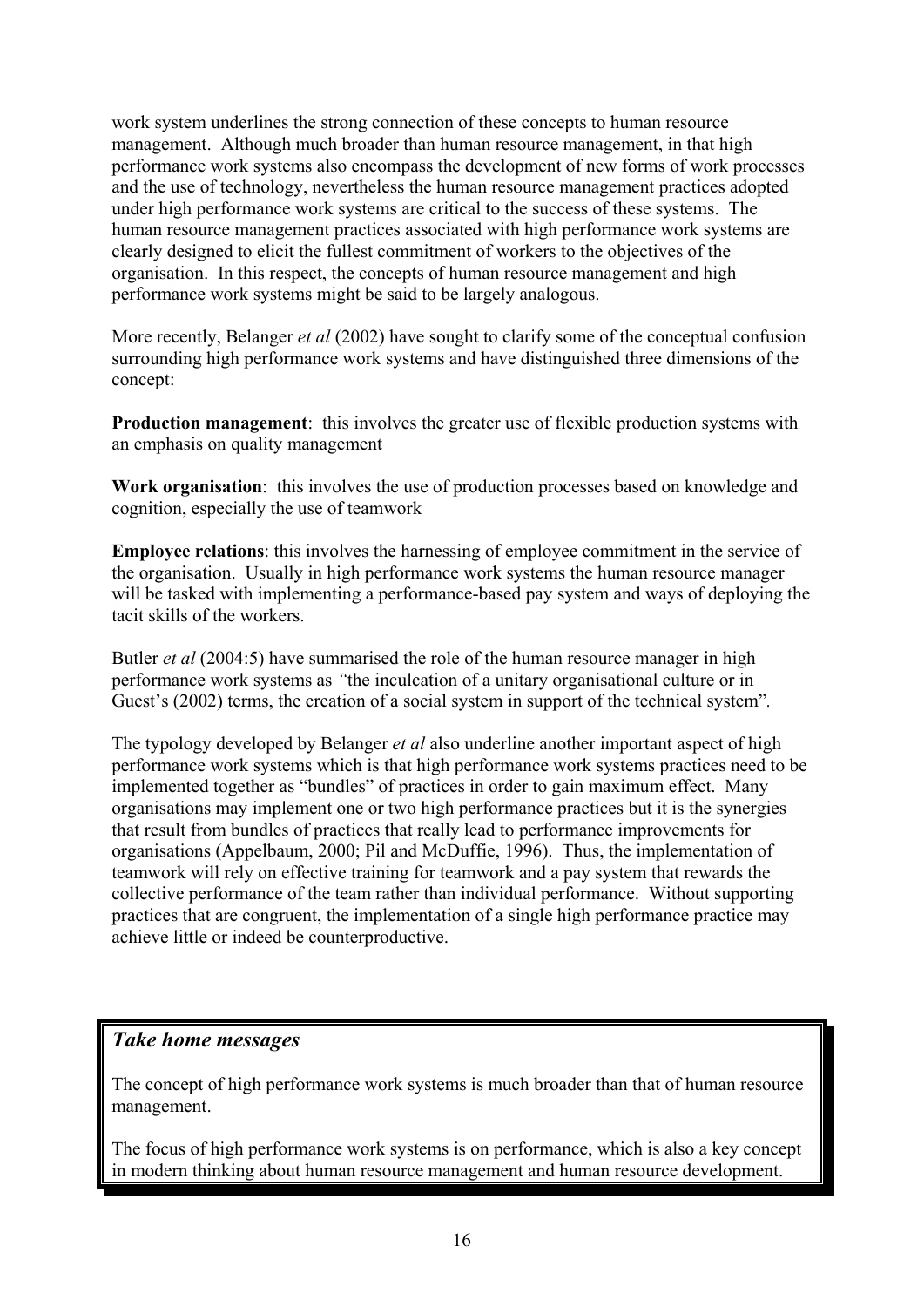work system underlines the strong connection of these concepts to human resource management. Although much broader than human resource management, in that high performance work systems also encompass the development of new forms of work processes and the use of technology, nevertheless the human resource management practices adopted under high performance work systems are critical to the success of these systems. The human resource management practices associated with high performance work systems are clearly designed to elicit the fullest commitment of workers to the objectives of the organisation. In this respect, the concepts of human resource management and high performance work systems might be said to be largely analogous.

More recently, Belanger *et al* (2002) have sought to clarify some of the conceptual confusion surrounding high performance work systems and have distinguished three dimensions of the concept:

**Production management**: this involves the greater use of flexible production systems with an emphasis on quality management

**Work organisation**: this involves the use of production processes based on knowledge and cognition, especially the use of teamwork

**Employee relations**: this involves the harnessing of employee commitment in the service of the organisation. Usually in high performance work systems the human resource manager will be tasked with implementing a performance-based pay system and ways of deploying the tacit skills of the workers.

Butler *et al* (2004:5) have summarised the role of the human resource manager in high performance work systems as *"*the inculcation of a unitary organisational culture or in Guest's (2002) terms, the creation of a social system in support of the technical system".

The typology developed by Belanger *et al* also underline another important aspect of high performance work systems which is that high performance work systems practices need to be implemented together as "bundles" of practices in order to gain maximum effect. Many organisations may implement one or two high performance practices but it is the synergies that result from bundles of practices that really lead to performance improvements for organisations (Appelbaum, 2000; Pil and McDuffie, 1996). Thus, the implementation of teamwork will rely on effective training for teamwork and a pay system that rewards the collective performance of the team rather than individual performance. Without supporting practices that are congruent, the implementation of a single high performance practice may achieve little or indeed be counterproductive.

### *Take home messages*

The concept of high performance work systems is much broader than that of human resource management.

The focus of high performance work systems is on performance, which is also a key concept in modern thinking about human resource management and human resource development.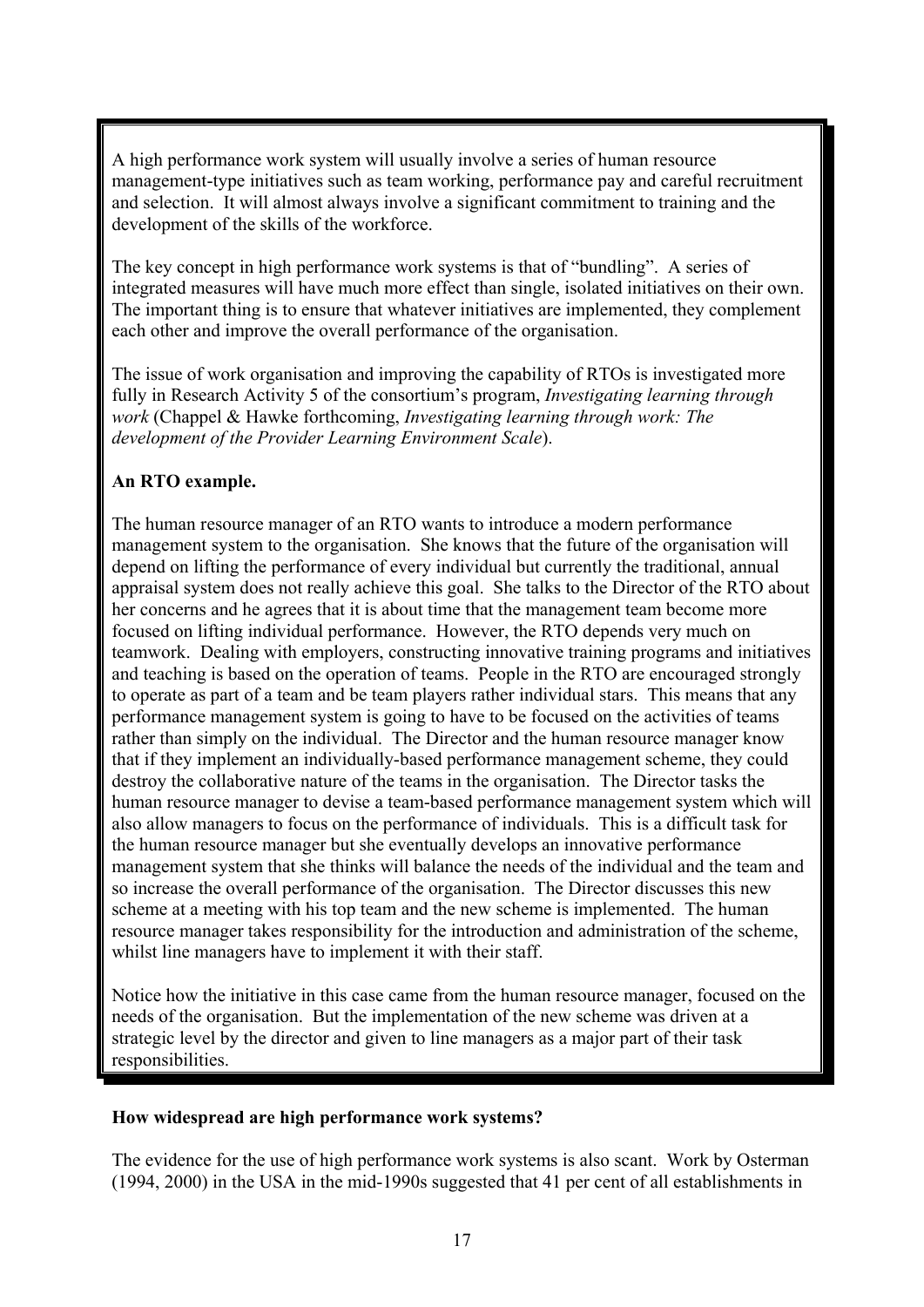A high performance work system will usually involve a series of human resource management-type initiatives such as team working, performance pay and careful recruitment and selection. It will almost always involve a significant commitment to training and the development of the skills of the workforce.

The key concept in high performance work systems is that of "bundling". A series of integrated measures will have much more effect than single, isolated initiatives on their own. The important thing is to ensure that whatever initiatives are implemented, they complement each other and improve the overall performance of the organisation.

The issue of work organisation and improving the capability of RTOs is investigated more fully in Research Activity 5 of the consortium's program, *Investigating learning through work* (Chappel & Hawke forthcoming, *Investigating learning through work: The development of the Provider Learning Environment Scale*).

**An RTO example.**

The human resource manager of an RTO wants to introduce a modern performance management system to the organisation. She knows that the future of the organisation will depend on lifting the performance of every individual but currently the traditional, annual appraisal system does not really achieve this goal. She talks to the Director of the RTO about her concerns and he agrees that it is about time that the management team become more focused on lifting individual performance. However, the RTO depends very much on teamwork. Dealing with employers, constructing innovative training programs and initiatives and teaching is based on the operation of teams. People in the RTO are encouraged strongly to operate as part of a team and be team players rather individual stars. This means that any performance management system is going to have to be focused on the activities of teams rather than simply on the individual. The Director and the human resource manager know that if they implement an individually-based performance management scheme, they could destroy the collaborative nature of the teams in the organisation. The Director tasks the human resource manager to devise a team-based performance management system which will also allow managers to focus on the performance of individuals. This is a difficult task for the human resource manager but she eventually develops an innovative performance management system that she thinks will balance the needs of the individual and the team and so increase the overall performance of the organisation. The Director discusses this new scheme at a meeting with his top team and the new scheme is implemented. The human resource manager takes responsibility for the introduction and administration of the scheme, whilst line managers have to implement it with their staff.

Notice how the initiative in this case came from the human resource manager, focused on the needs of the organisation. But the implementation of the new scheme was driven at a strategic level by the director and given to line managers as a major part of their task responsibilities.

**How widespread are high performance work systems?**

The evidence for the use of high performance work systems is also scant. Work by Osterman (1994, 2000) in the USA in the mid-1990s suggested that 41 per cent of all establishments in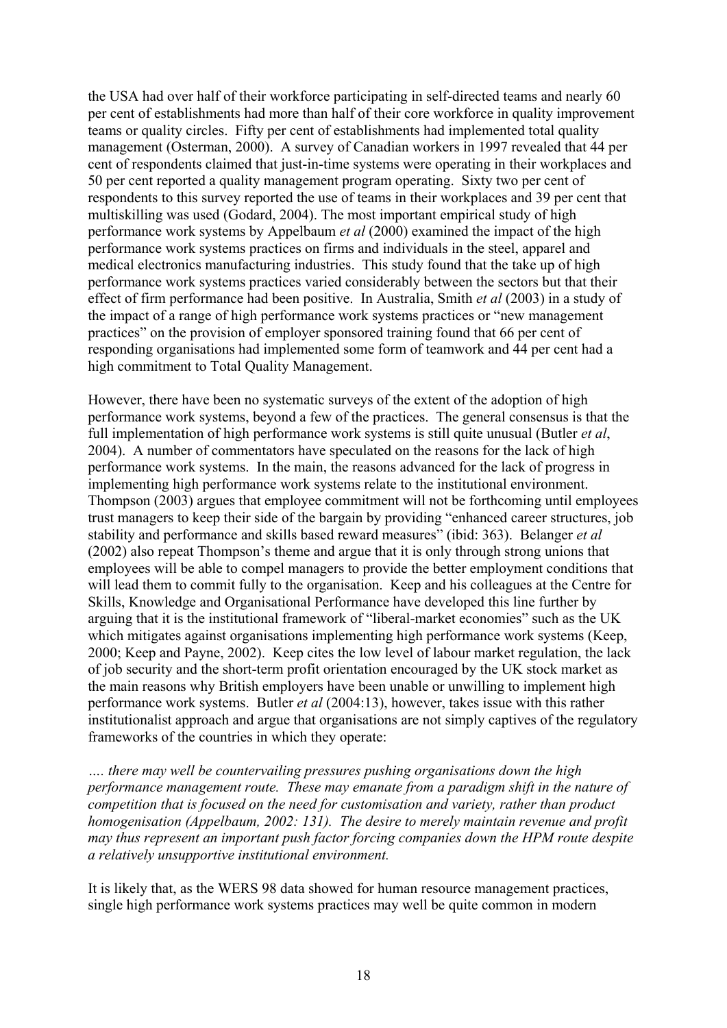the USA had over half of their workforce participating in self-directed teams and nearly 60 per cent of establishments had more than half of their core workforce in quality improvement teams or quality circles. Fifty per cent of establishments had implemented total quality management (Osterman, 2000). A survey of Canadian workers in 1997 revealed that 44 per cent of respondents claimed that just-in-time systems were operating in their workplaces and 50 per cent reported a quality management program operating. Sixty two per cent of respondents to this survey reported the use of teams in their workplaces and 39 per cent that multiskilling was used (Godard, 2004). The most important empirical study of high performance work systems by Appelbaum *et al* (2000) examined the impact of the high performance work systems practices on firms and individuals in the steel, apparel and medical electronics manufacturing industries. This study found that the take up of high performance work systems practices varied considerably between the sectors but that their effect of firm performance had been positive. In Australia, Smith *et al* (2003) in a study of the impact of a range of high performance work systems practices or "new management practices" on the provision of employer sponsored training found that 66 per cent of responding organisations had implemented some form of teamwork and 44 per cent had a high commitment to Total Quality Management.

However, there have been no systematic surveys of the extent of the adoption of high performance work systems, beyond a few of the practices. The general consensus is that the full implementation of high performance work systems is still quite unusual (Butler *et al*, 2004). A number of commentators have speculated on the reasons for the lack of high performance work systems. In the main, the reasons advanced for the lack of progress in implementing high performance work systems relate to the institutional environment. Thompson (2003) argues that employee commitment will not be forthcoming until employees trust managers to keep their side of the bargain by providing "enhanced career structures, job stability and performance and skills based reward measures" (ibid: 363). Belanger *et al* (2002) also repeat Thompson's theme and argue that it is only through strong unions that employees will be able to compel managers to provide the better employment conditions that will lead them to commit fully to the organisation. Keep and his colleagues at the Centre for Skills, Knowledge and Organisational Performance have developed this line further by arguing that it is the institutional framework of "liberal-market economies" such as the UK which mitigates against organisations implementing high performance work systems (Keep, 2000; Keep and Payne, 2002). Keep cites the low level of labour market regulation, the lack of job security and the short-term profit orientation encouraged by the UK stock market as the main reasons why British employers have been unable or unwilling to implement high performance work systems. Butler *et al* (2004:13), however, takes issue with this rather institutionalist approach and argue that organisations are not simply captives of the regulatory frameworks of the countries in which they operate:

*…. there may well be countervailing pressures pushing organisations down the high performance management route. These may emanate from a paradigm shift in the nature of competition that is focused on the need for customisation and variety, rather than product homogenisation (Appelbaum, 2002: 131). The desire to merely maintain revenue and profit may thus represent an important push factor forcing companies down the HPM route despite a relatively unsupportive institutional environment.*

It is likely that, as the WERS 98 data showed for human resource management practices, single high performance work systems practices may well be quite common in modern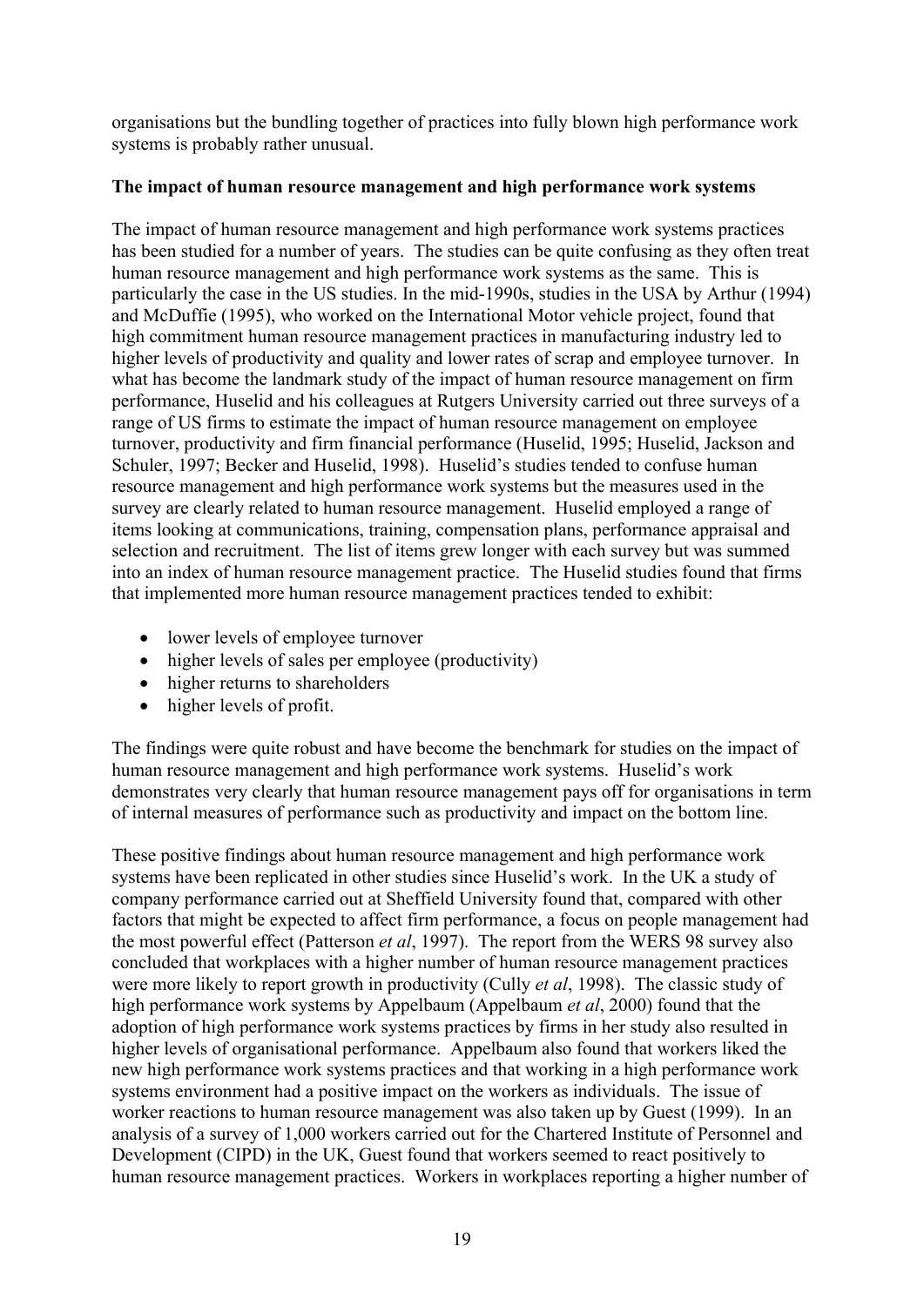organisations but the bundling together of practices into fully blown high performance work systems is probably rather unusual.

**The impact of human resource management and high performance work systems**

The impact of human resource management and high performance work systems practices has been studied for a number of years. The studies can be quite confusing as they often treat human resource management and high performance work systems as the same. This is particularly the case in the US studies. In the mid-1990s, studies in the USA by Arthur (1994) and McDuffie (1995), who worked on the International Motor vehicle project, found that high commitment human resource management practices in manufacturing industry led to higher levels of productivity and quality and lower rates of scrap and employee turnover. In what has become the landmark study of the impact of human resource management on firm performance, Huselid and his colleagues at Rutgers University carried out three surveys of a range of US firms to estimate the impact of human resource management on employee turnover, productivity and firm financial performance (Huselid, 1995; Huselid, Jackson and Schuler, 1997; Becker and Huselid, 1998). Huselid's studies tended to confuse human resource management and high performance work systems but the measures used in the survey are clearly related to human resource management. Huselid employed a range of items looking at communications, training, compensation plans, performance appraisal and selection and recruitment. The list of items grew longer with each survey but was summed into an index of human resource management practice. The Huselid studies found that firms that implemented more human resource management practices tended to exhibit:

- lower levels of employee turnover
- higher levels of sales per employee (productivity)
- higher returns to shareholders
- higher levels of profit.

The findings were quite robust and have become the benchmark for studies on the impact of human resource management and high performance work systems. Huselid's work demonstrates very clearly that human resource management pays off for organisations in term of internal measures of performance such as productivity and impact on the bottom line.

These positive findings about human resource management and high performance work systems have been replicated in other studies since Huselid's work. In the UK a study of company performance carried out at Sheffield University found that, compared with other factors that might be expected to affect firm performance, a focus on people management had the most powerful effect (Patterson *et al*, 1997). The report from the WERS 98 survey also concluded that workplaces with a higher number of human resource management practices were more likely to report growth in productivity (Cully *et al*, 1998). The classic study of high performance work systems by Appelbaum (Appelbaum *et al*, 2000) found that the adoption of high performance work systems practices by firms in her study also resulted in higher levels of organisational performance. Appelbaum also found that workers liked the new high performance work systems practices and that working in a high performance work systems environment had a positive impact on the workers as individuals. The issue of worker reactions to human resource management was also taken up by Guest (1999). In an analysis of a survey of 1,000 workers carried out for the Chartered Institute of Personnel and Development (CIPD) in the UK, Guest found that workers seemed to react positively to human resource management practices. Workers in workplaces reporting a higher number of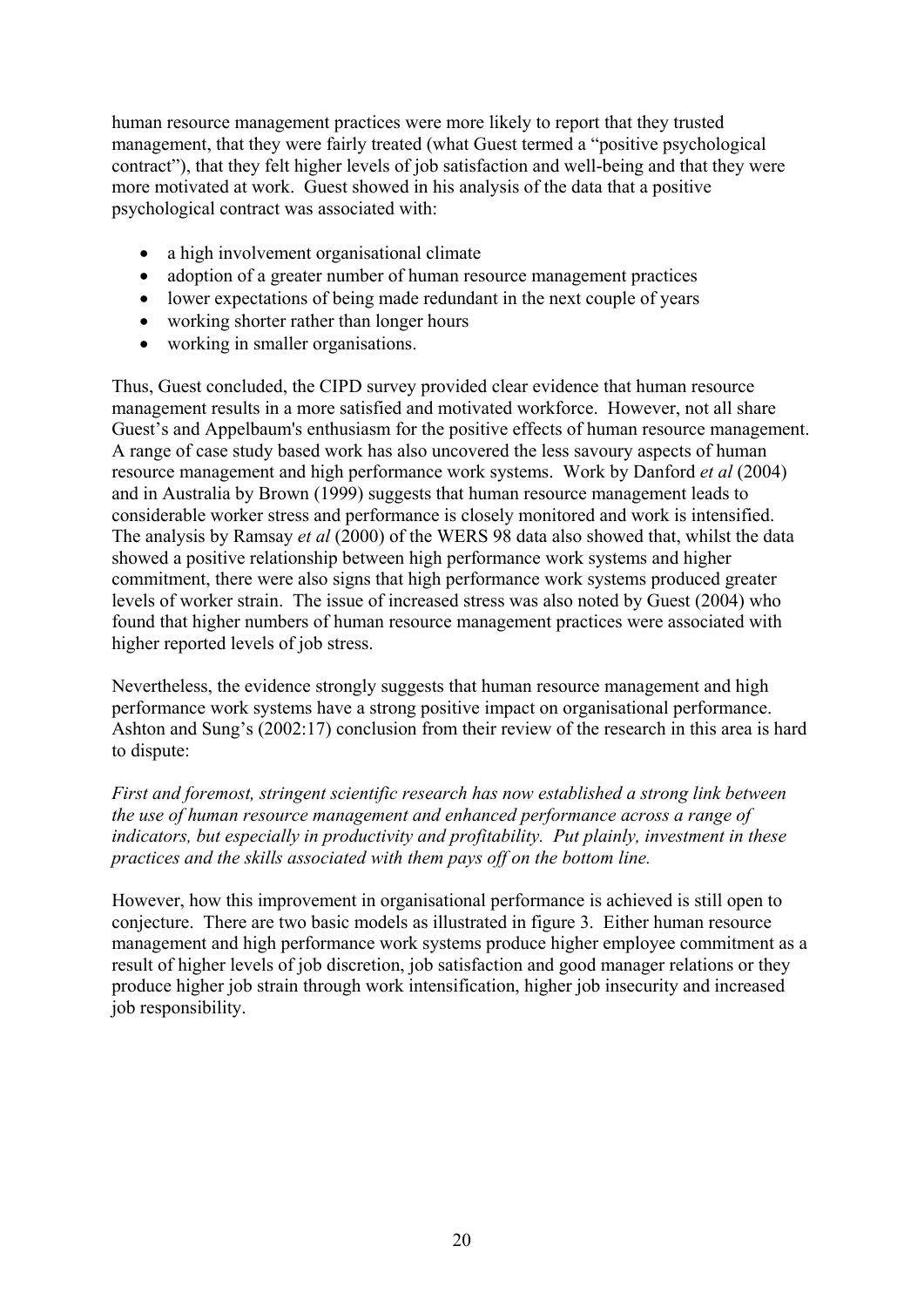human resource management practices were more likely to report that they trusted management, that they were fairly treated (what Guest termed a "positive psychological contract"), that they felt higher levels of job satisfaction and well-being and that they were more motivated at work. Guest showed in his analysis of the data that a positive psychological contract was associated with:

- a high involvement organisational climate
- adoption of a greater number of human resource management practices
- lower expectations of being made redundant in the next couple of years
- working shorter rather than longer hours
- working in smaller organisations.

Thus, Guest concluded, the CIPD survey provided clear evidence that human resource management results in a more satisfied and motivated workforce. However, not all share Guest's and Appelbaum's enthusiasm for the positive effects of human resource management. A range of case study based work has also uncovered the less savoury aspects of human resource management and high performance work systems. Work by Danford *et al* (2004) and in Australia by Brown (1999) suggests that human resource management leads to considerable worker stress and performance is closely monitored and work is intensified. The analysis by Ramsay *et al* (2000) of the WERS 98 data also showed that, whilst the data showed a positive relationship between high performance work systems and higher commitment, there were also signs that high performance work systems produced greater levels of worker strain. The issue of increased stress was also noted by Guest (2004) who found that higher numbers of human resource management practices were associated with higher reported levels of job stress.

Nevertheless, the evidence strongly suggests that human resource management and high performance work systems have a strong positive impact on organisational performance. Ashton and Sung's (2002:17) conclusion from their review of the research in this area is hard to dispute:

*First and foremost, stringent scientific research has now established a strong link between the use of human resource management and enhanced performance across a range of indicators, but especially in productivity and profitability. Put plainly, investment in these practices and the skills associated with them pays off on the bottom line.*

However, how this improvement in organisational performance is achieved is still open to conjecture. There are two basic models as illustrated in figure 3. Either human resource management and high performance work systems produce higher employee commitment as a result of higher levels of job discretion, job satisfaction and good manager relations or they produce higher job strain through work intensification, higher job insecurity and increased job responsibility.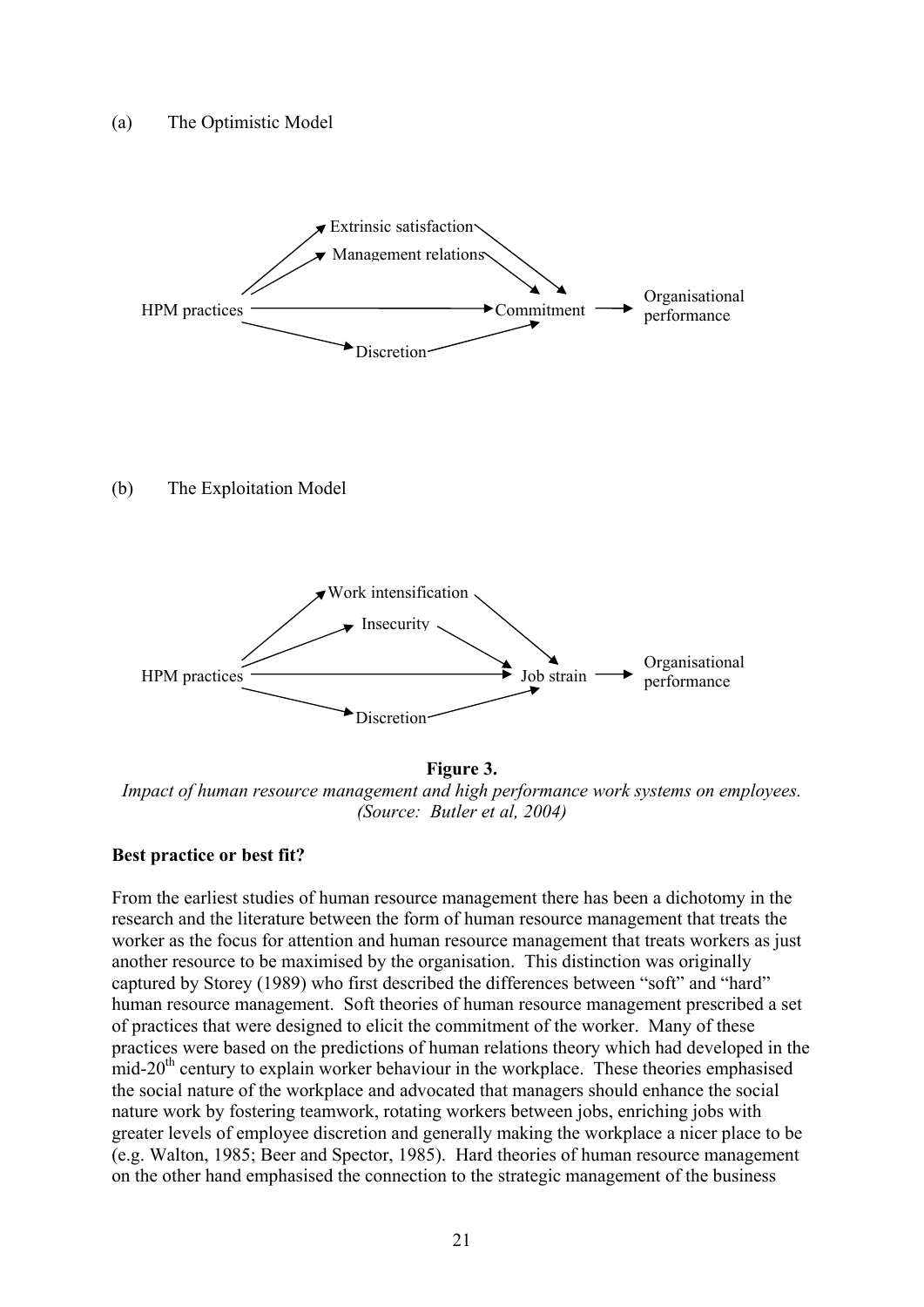(a) The Optimistic Model

Extrinsic satisfaction

Management relations

HPM practices → Commitment → Organisational performance

Discretion

(b) The Exploitation Model

Work intensification

Insecurity

HPM practices → Job strain → Organisational performance

Discretion

**Figure 3.**

*Impact of human resource management and high performance work systems on employees. (Source: Butler et al, 2004)*

**Best practice or best fit?**

From the earliest studies of human resource management there has been a dichotomy in the research and the literature between the form of human resource management that treats the worker as the focus for attention and human resource management that treats workers as just another resource to be maximised by the organisation. This distinction was originally captured by Storey (1989) who first described the differences between "soft" and "hard" human resource management. Soft theories of human resource management prescribed a set of practices that were designed to elicit the commitment of the worker. Many of these practices were based on the predictions of human relations theory which had developed in the mid-20th century to explain worker behaviour in the workplace. These theories emphasised the social nature of the workplace and advocated that managers should enhance the social nature work by fostering teamwork, rotating workers between jobs, enriching jobs with greater levels of employee discretion and generally making the workplace a nicer place to be (e.g. Walton, 1985; Beer and Spector, 1985). Hard theories of human resource management on the other hand emphasised the connection to the strategic management of the business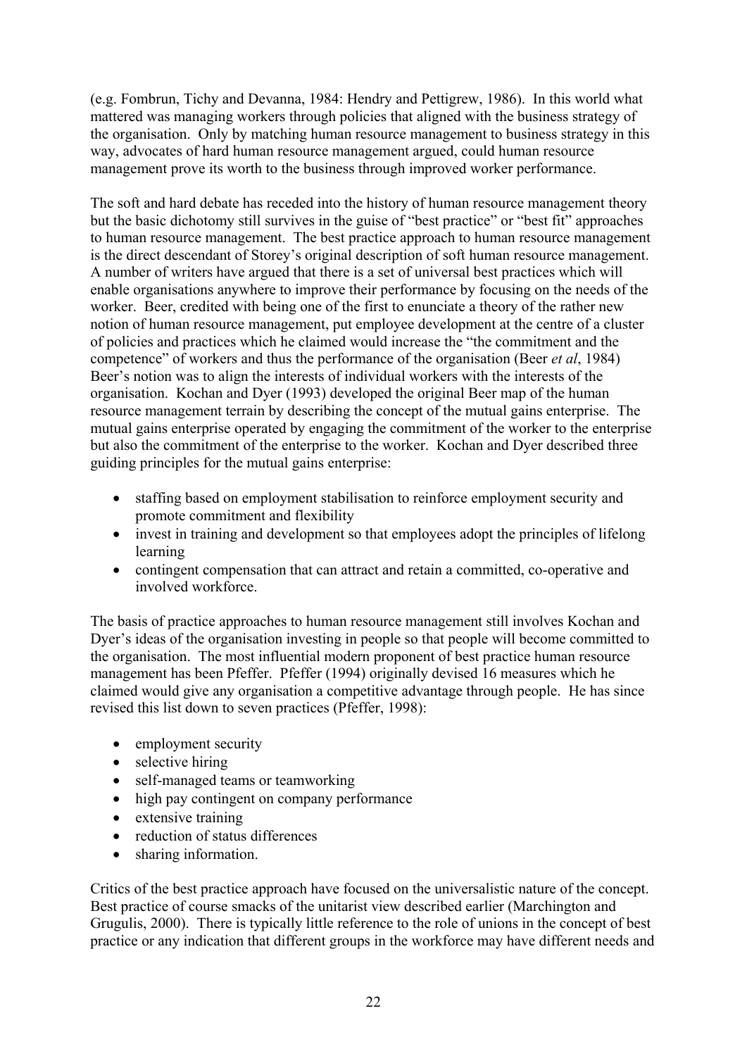(e.g. Fombrun, Tichy and Devanna, 1984: Hendry and Pettigrew, 1986). In this world what mattered was managing workers through policies that aligned with the business strategy of the organisation. Only by matching human resource management to business strategy in this way, advocates of hard human resource management argued, could human resource management prove its worth to the business through improved worker performance.

The soft and hard debate has receded into the history of human resource management theory but the basic dichotomy still survives in the guise of "best practice" or "best fit" approaches to human resource management. The best practice approach to human resource management is the direct descendant of Storey's original description of soft human resource management. A number of writers have argued that there is a set of universal best practices which will enable organisations anywhere to improve their performance by focusing on the needs of the worker. Beer, credited with being one of the first to enunciate a theory of the rather new notion of human resource management, put employee development at the centre of a cluster of policies and practices which he claimed would increase the "the commitment and the competence" of workers and thus the performance of the organisation (Beer *et al*, 1984) Beer's notion was to align the interests of individual workers with the interests of the organisation. Kochan and Dyer (1993) developed the original Beer map of the human resource management terrain by describing the concept of the mutual gains enterprise. The mutual gains enterprise operated by engaging the commitment of the worker to the enterprise but also the commitment of the enterprise to the worker. Kochan and Dyer described three guiding principles for the mutual gains enterprise:

- staffing based on employment stabilisation to reinforce employment security and promote commitment and flexibility
- invest in training and development so that employees adopt the principles of lifelong learning
- contingent compensation that can attract and retain a committed, co-operative and involved workforce.

The basis of practice approaches to human resource management still involves Kochan and Dyer's ideas of the organisation investing in people so that people will become committed to the organisation. The most influential modern proponent of best practice human resource management has been Pfeffer. Pfeffer (1994) originally devised 16 measures which he claimed would give any organisation a competitive advantage through people. He has since revised this list down to seven practices (Pfeffer, 1998):

- employment security
- selective hiring
- self-managed teams or teamworking
- high pay contingent on company performance
- extensive training
- reduction of status differences
- sharing information.

Critics of the best practice approach have focused on the universalistic nature of the concept. Best practice of course smacks of the unitarist view described earlier (Marchington and Grugulis, 2000). There is typically little reference to the role of unions in the concept of best practice or any indication that different groups in the workforce may have different needs and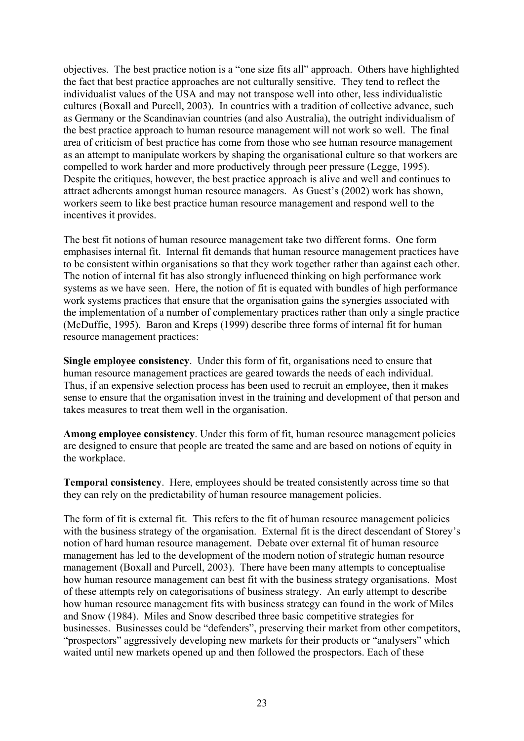objectives. The best practice notion is a "one size fits all" approach. Others have highlighted the fact that best practice approaches are not culturally sensitive. They tend to reflect the individualist values of the USA and may not transpose well into other, less individualistic cultures (Boxall and Purcell, 2003). In countries with a tradition of collective advance, such as Germany or the Scandinavian countries (and also Australia), the outright individualism of the best practice approach to human resource management will not work so well. The final area of criticism of best practice has come from those who see human resource management as an attempt to manipulate workers by shaping the organisational culture so that workers are compelled to work harder and more productively through peer pressure (Legge, 1995). Despite the critiques, however, the best practice approach is alive and well and continues to attract adherents amongst human resource managers. As Guest's (2002) work has shown, workers seem to like best practice human resource management and respond well to the incentives it provides.

The best fit notions of human resource management take two different forms. One form emphasises internal fit. Internal fit demands that human resource management practices have to be consistent within organisations so that they work together rather than against each other. The notion of internal fit has also strongly influenced thinking on high performance work systems as we have seen. Here, the notion of fit is equated with bundles of high performance work systems practices that ensure that the organisation gains the synergies associated with the implementation of a number of complementary practices rather than only a single practice (McDuffie, 1995). Baron and Kreps (1999) describe three forms of internal fit for human resource management practices:

**Single employee consistency**. Under this form of fit, organisations need to ensure that human resource management practices are geared towards the needs of each individual. Thus, if an expensive selection process has been used to recruit an employee, then it makes sense to ensure that the organisation invest in the training and development of that person and takes measures to treat them well in the organisation.

**Among employee consistency**. Under this form of fit, human resource management policies are designed to ensure that people are treated the same and are based on notions of equity in the workplace.

**Temporal consistency**. Here, employees should be treated consistently across time so that they can rely on the predictability of human resource management policies.

The form of fit is external fit. This refers to the fit of human resource management policies with the business strategy of the organisation. External fit is the direct descendant of Storey's notion of hard human resource management. Debate over external fit of human resource management has led to the development of the modern notion of strategic human resource management (Boxall and Purcell, 2003). There have been many attempts to conceptualise how human resource management can best fit with the business strategy organisations. Most of these attempts rely on categorisations of business strategy. An early attempt to describe how human resource management fits with business strategy can found in the work of Miles and Snow (1984). Miles and Snow described three basic competitive strategies for businesses. Businesses could be "defenders", preserving their market from other competitors, "prospectors" aggressively developing new markets for their products or "analysers" which waited until new markets opened up and then followed the prospectors. Each of these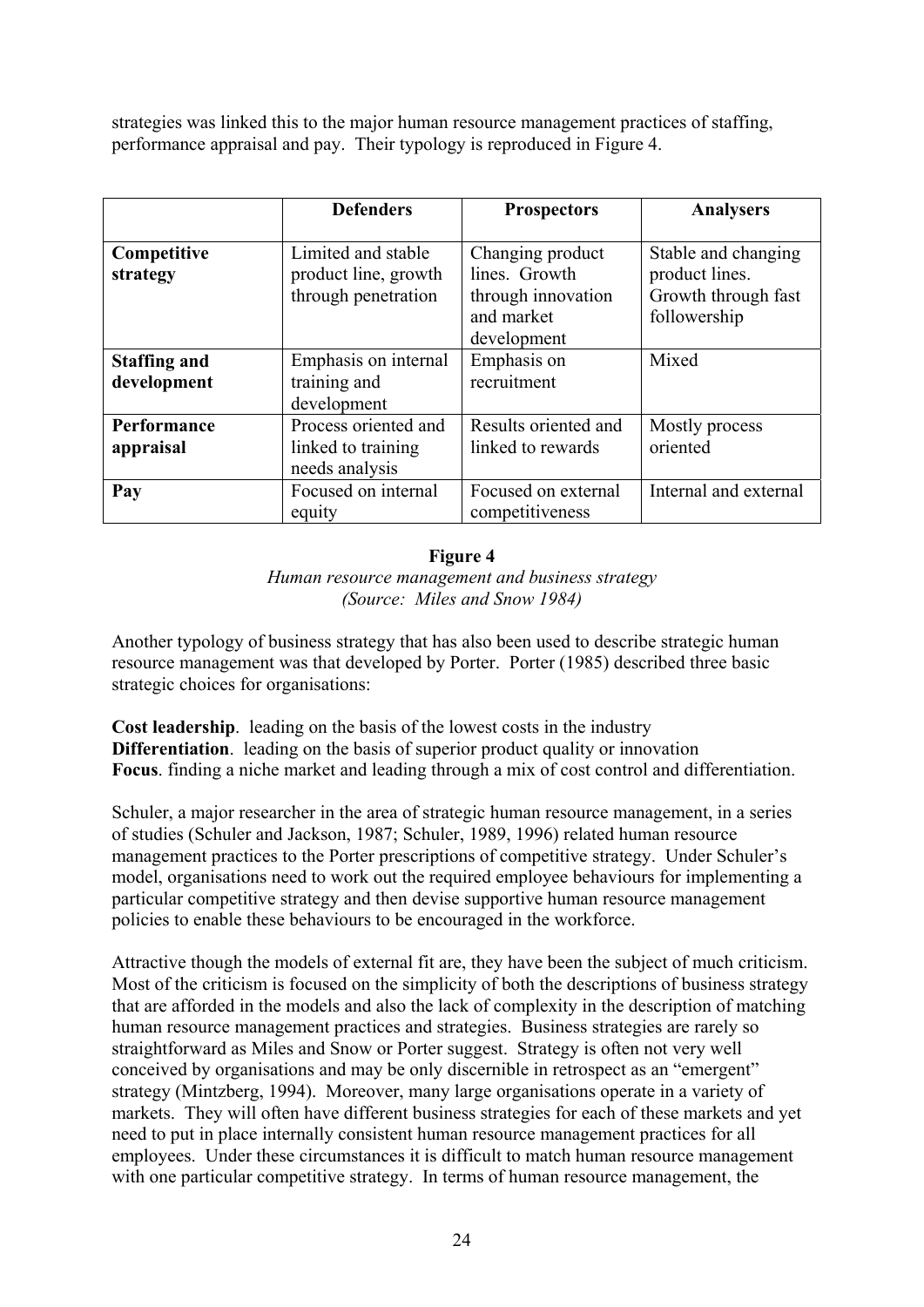strategies was linked this to the major human resource management practices of staffing, performance appraisal and pay. Their typology is reproduced in Figure 4.

| | **Defenders** | **Prospectors** | **Analysers** |
|---|---|---|---|
| **Competitive strategy** | Limited and stable product line, growth through penetration | Changing product lines. Growth through innovation and market development | Stable and changing product lines. Growth through fast followership |
| **Staffing and development** | Emphasis on internal training and development | Emphasis on recruitment | Mixed |
| **Performance appraisal** | Process oriented and linked to training needs analysis | Results oriented and linked to rewards | Mostly process oriented |
| **Pay** | Focused on internal equity | Focused on external competitiveness | Internal and external |

**Figure 4**
*Human resource management and business strategy*
*(Source: Miles and Snow 1984)*

Another typology of business strategy that has also been used to describe strategic human resource management was that developed by Porter. Porter (1985) described three basic strategic choices for organisations:

**Cost leadership**. leading on the basis of the lowest costs in the industry
**Differentiation**. leading on the basis of superior product quality or innovation
**Focus**. finding a niche market and leading through a mix of cost control and differentiation.

Schuler, a major researcher in the area of strategic human resource management, in a series of studies (Schuler and Jackson, 1987; Schuler, 1989, 1996) related human resource management practices to the Porter prescriptions of competitive strategy. Under Schuler's model, organisations need to work out the required employee behaviours for implementing a particular competitive strategy and then devise supportive human resource management policies to enable these behaviours to be encouraged in the workforce.

Attractive though the models of external fit are, they have been the subject of much criticism. Most of the criticism is focused on the simplicity of both the descriptions of business strategy that are afforded in the models and also the lack of complexity in the description of matching human resource management practices and strategies. Business strategies are rarely so straightforward as Miles and Snow or Porter suggest. Strategy is often not very well conceived by organisations and may be only discernible in retrospect as an "emergent" strategy (Mintzberg, 1994). Moreover, many large organisations operate in a variety of markets. They will often have different business strategies for each of these markets and yet need to put in place internally consistent human resource management practices for all employees. Under these circumstances it is difficult to match human resource management with one particular competitive strategy. In terms of human resource management, the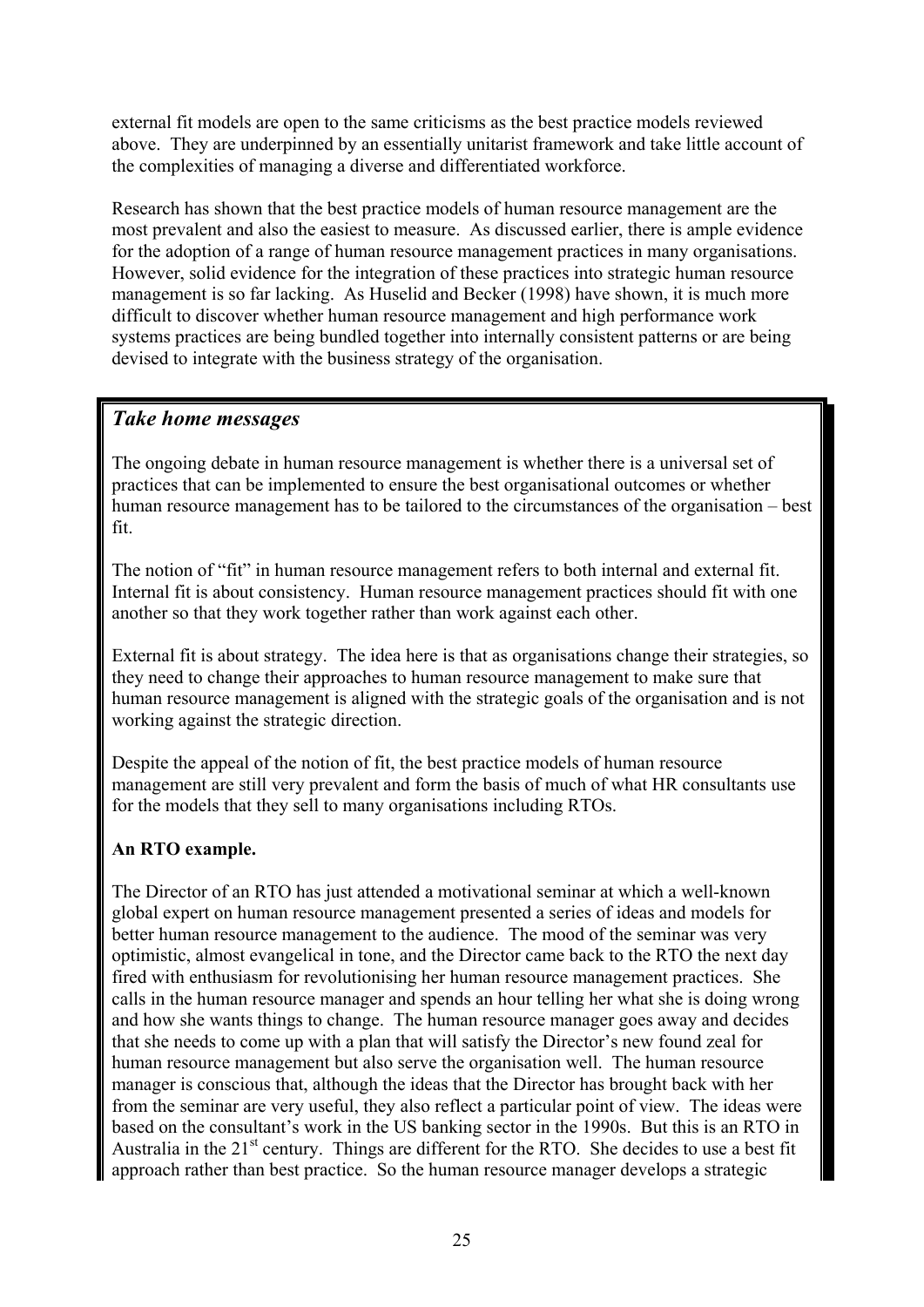external fit models are open to the same criticisms as the best practice models reviewed above. They are underpinned by an essentially unitarist framework and take little account of the complexities of managing a diverse and differentiated workforce.

Research has shown that the best practice models of human resource management are the most prevalent and also the easiest to measure. As discussed earlier, there is ample evidence for the adoption of a range of human resource management practices in many organisations. However, solid evidence for the integration of these practices into strategic human resource management is so far lacking. As Huselid and Becker (1998) have shown, it is much more difficult to discover whether human resource management and high performance work systems practices are being bundled together into internally consistent patterns or are being devised to integrate with the business strategy of the organisation.

## *Take home messages*

The ongoing debate in human resource management is whether there is a universal set of practices that can be implemented to ensure the best organisational outcomes or whether human resource management has to be tailored to the circumstances of the organisation – best fit.

The notion of "fit" in human resource management refers to both internal and external fit. Internal fit is about consistency. Human resource management practices should fit with one another so that they work together rather than work against each other.

External fit is about strategy. The idea here is that as organisations change their strategies, so they need to change their approaches to human resource management to make sure that human resource management is aligned with the strategic goals of the organisation and is not working against the strategic direction.

Despite the appeal of the notion of fit, the best practice models of human resource management are still very prevalent and form the basis of much of what HR consultants use for the models that they sell to many organisations including RTOs.

**An RTO example.**

The Director of an RTO has just attended a motivational seminar at which a well-known global expert on human resource management presented a series of ideas and models for better human resource management to the audience. The mood of the seminar was very optimistic, almost evangelical in tone, and the Director came back to the RTO the next day fired with enthusiasm for revolutionising her human resource management practices. She calls in the human resource manager and spends an hour telling her what she is doing wrong and how she wants things to change. The human resource manager goes away and decides that she needs to come up with a plan that will satisfy the Director's new found zeal for human resource management but also serve the organisation well. The human resource manager is conscious that, although the ideas that the Director has brought back with her from the seminar are very useful, they also reflect a particular point of view. The ideas were based on the consultant's work in the US banking sector in the 1990s. But this is an RTO in Australia in the 21st century. Things are different for the RTO. She decides to use a best fit approach rather than best practice. So the human resource manager develops a strategic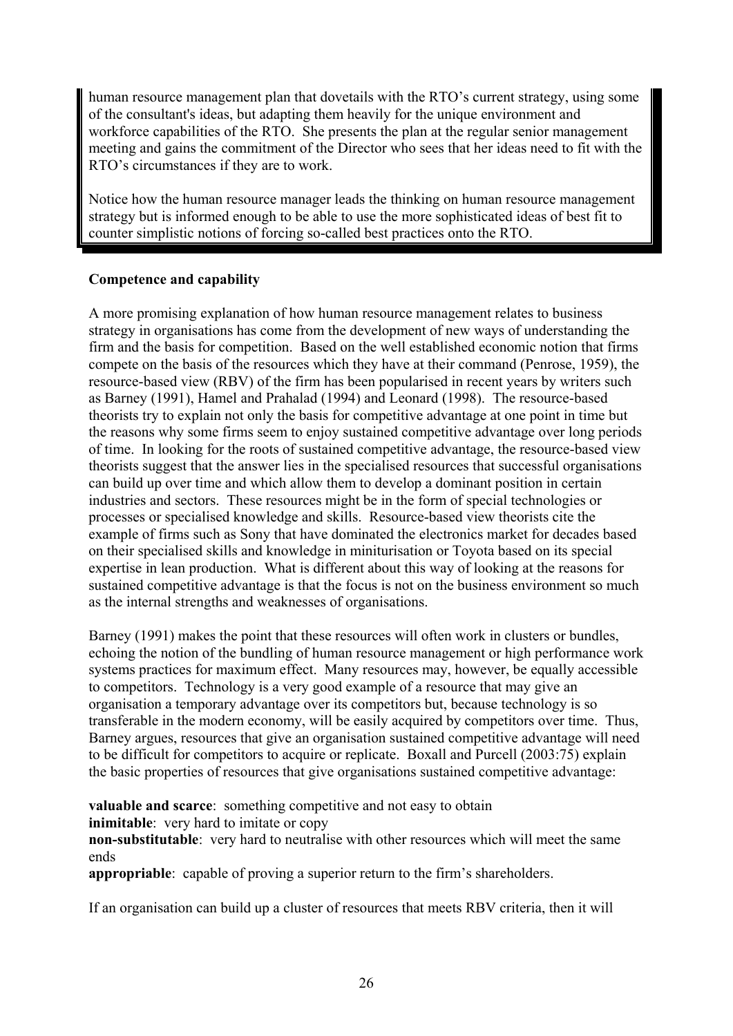human resource management plan that dovetails with the RTO's current strategy, using some of the consultant's ideas, but adapting them heavily for the unique environment and workforce capabilities of the RTO. She presents the plan at the regular senior management meeting and gains the commitment of the Director who sees that her ideas need to fit with the RTO's circumstances if they are to work.

Notice how the human resource manager leads the thinking on human resource management strategy but is informed enough to be able to use the more sophisticated ideas of best fit to counter simplistic notions of forcing so-called best practices onto the RTO.

**Competence and capability**

A more promising explanation of how human resource management relates to business strategy in organisations has come from the development of new ways of understanding the firm and the basis for competition. Based on the well established economic notion that firms compete on the basis of the resources which they have at their command (Penrose, 1959), the resource-based view (RBV) of the firm has been popularised in recent years by writers such as Barney (1991), Hamel and Prahalad (1994) and Leonard (1998). The resource-based theorists try to explain not only the basis for competitive advantage at one point in time but the reasons why some firms seem to enjoy sustained competitive advantage over long periods of time. In looking for the roots of sustained competitive advantage, the resource-based view theorists suggest that the answer lies in the specialised resources that successful organisations can build up over time and which allow them to develop a dominant position in certain industries and sectors. These resources might be in the form of special technologies or processes or specialised knowledge and skills. Resource-based view theorists cite the example of firms such as Sony that have dominated the electronics market for decades based on their specialised skills and knowledge in miniturisation or Toyota based on its special expertise in lean production. What is different about this way of looking at the reasons for sustained competitive advantage is that the focus is not on the business environment so much as the internal strengths and weaknesses of organisations.

Barney (1991) makes the point that these resources will often work in clusters or bundles, echoing the notion of the bundling of human resource management or high performance work systems practices for maximum effect. Many resources may, however, be equally accessible to competitors. Technology is a very good example of a resource that may give an organisation a temporary advantage over its competitors but, because technology is so transferable in the modern economy, will be easily acquired by competitors over time. Thus, Barney argues, resources that give an organisation sustained competitive advantage will need to be difficult for competitors to acquire or replicate. Boxall and Purcell (2003:75) explain the basic properties of resources that give organisations sustained competitive advantage:

**valuable and scarce**: something competitive and not easy to obtain
**inimitable**: very hard to imitate or copy
**non-substitutable**: very hard to neutralise with other resources which will meet the same ends
**appropriable**: capable of proving a superior return to the firm's shareholders.

If an organisation can build up a cluster of resources that meets RBV criteria, then it will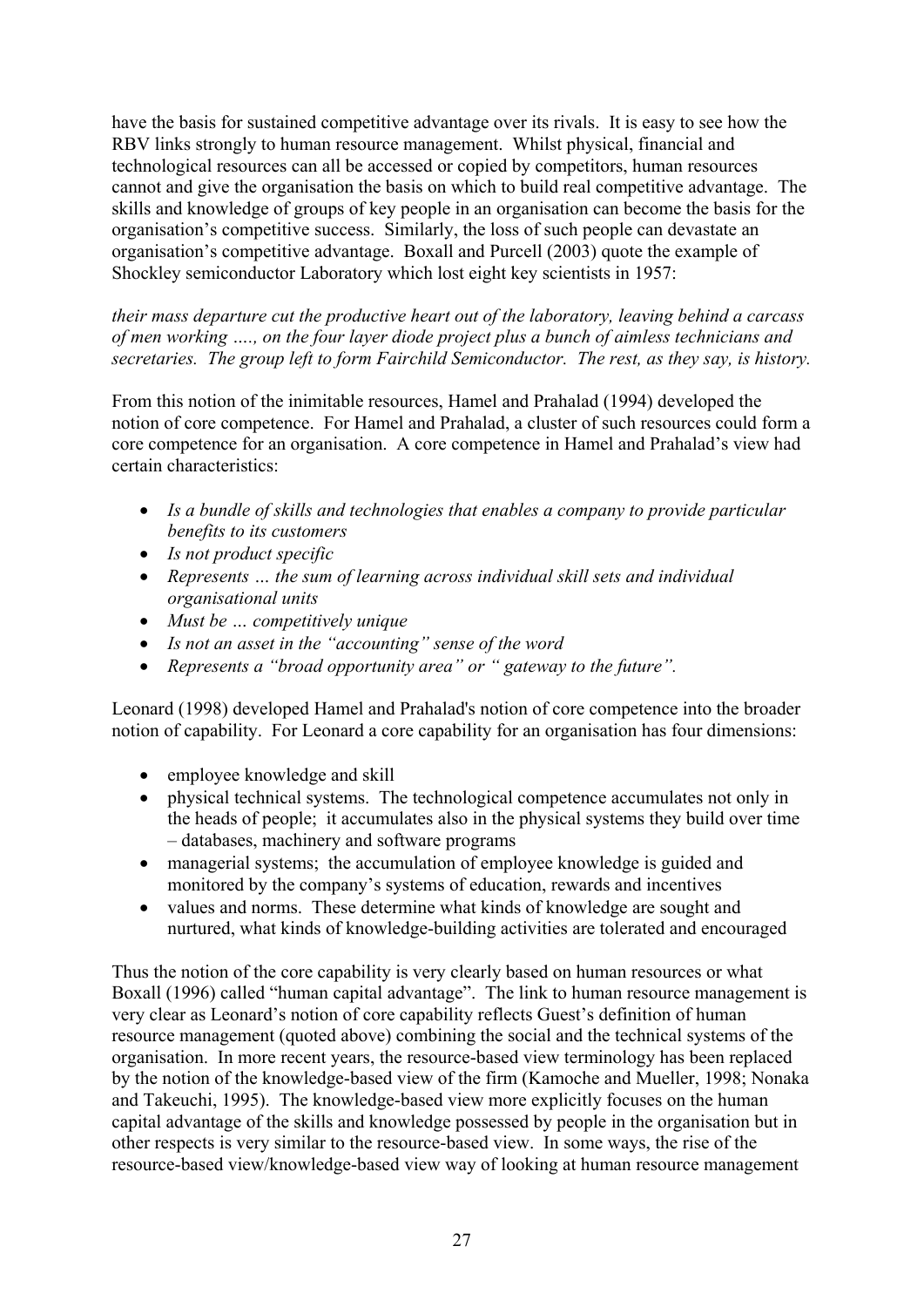have the basis for sustained competitive advantage over its rivals. It is easy to see how the RBV links strongly to human resource management. Whilst physical, financial and technological resources can all be accessed or copied by competitors, human resources cannot and give the organisation the basis on which to build real competitive advantage. The skills and knowledge of groups of key people in an organisation can become the basis for the organisation's competitive success. Similarly, the loss of such people can devastate an organisation's competitive advantage. Boxall and Purcell (2003) quote the example of Shockley semiconductor Laboratory which lost eight key scientists in 1957:

*their mass departure cut the productive heart out of the laboratory, leaving behind a carcass of men working …., on the four layer diode project plus a bunch of aimless technicians and secretaries. The group left to form Fairchild Semiconductor. The rest, as they say, is history.*

From this notion of the inimitable resources, Hamel and Prahalad (1994) developed the notion of core competence. For Hamel and Prahalad, a cluster of such resources could form a core competence for an organisation. A core competence in Hamel and Prahalad's view had certain characteristics:

- *Is a bundle of skills and technologies that enables a company to provide particular benefits to its customers*
- *Is not product specific*
- *Represents … the sum of learning across individual skill sets and individual organisational units*
- *Must be … competitively unique*
- *Is not an asset in the "accounting" sense of the word*
- *Represents a "broad opportunity area" or " gateway to the future".*

Leonard (1998) developed Hamel and Prahalad's notion of core competence into the broader notion of capability. For Leonard a core capability for an organisation has four dimensions:

- employee knowledge and skill
- physical technical systems. The technological competence accumulates not only in the heads of people; it accumulates also in the physical systems they build over time – databases, machinery and software programs
- managerial systems; the accumulation of employee knowledge is guided and monitored by the company's systems of education, rewards and incentives
- values and norms. These determine what kinds of knowledge are sought and nurtured, what kinds of knowledge-building activities are tolerated and encouraged

Thus the notion of the core capability is very clearly based on human resources or what Boxall (1996) called "human capital advantage". The link to human resource management is very clear as Leonard's notion of core capability reflects Guest's definition of human resource management (quoted above) combining the social and the technical systems of the organisation. In more recent years, the resource-based view terminology has been replaced by the notion of the knowledge-based view of the firm (Kamoche and Mueller, 1998; Nonaka and Takeuchi, 1995). The knowledge-based view more explicitly focuses on the human capital advantage of the skills and knowledge possessed by people in the organisation but in other respects is very similar to the resource-based view. In some ways, the rise of the resource-based view/knowledge-based view way of looking at human resource management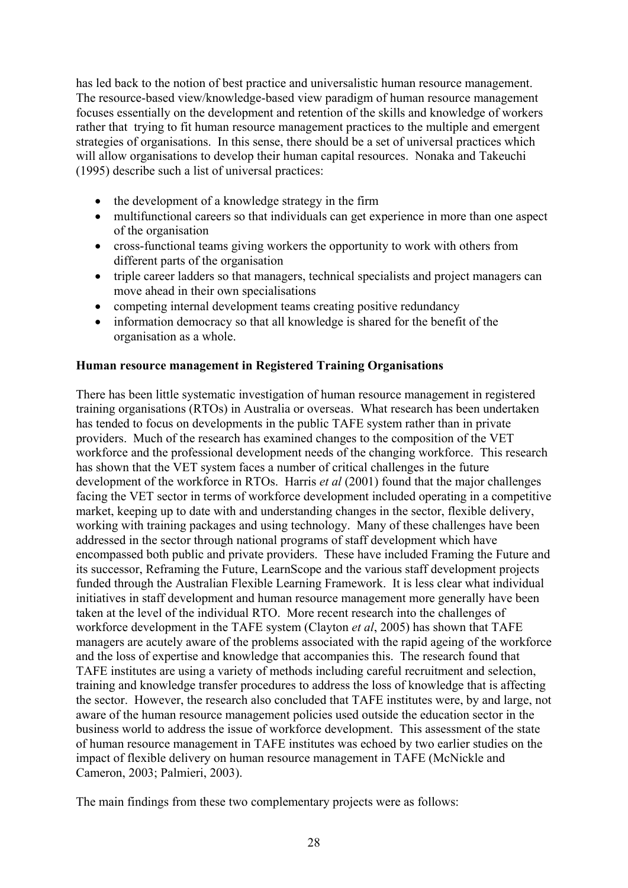has led back to the notion of best practice and universalistic human resource management. The resource-based view/knowledge-based view paradigm of human resource management focuses essentially on the development and retention of the skills and knowledge of workers rather that trying to fit human resource management practices to the multiple and emergent strategies of organisations. In this sense, there should be a set of universal practices which will allow organisations to develop their human capital resources. Nonaka and Takeuchi (1995) describe such a list of universal practices:

- the development of a knowledge strategy in the firm
- multifunctional careers so that individuals can get experience in more than one aspect of the organisation
- cross-functional teams giving workers the opportunity to work with others from different parts of the organisation
- triple career ladders so that managers, technical specialists and project managers can move ahead in their own specialisations
- competing internal development teams creating positive redundancy
- information democracy so that all knowledge is shared for the benefit of the organisation as a whole.

**Human resource management in Registered Training Organisations**

There has been little systematic investigation of human resource management in registered training organisations (RTOs) in Australia or overseas. What research has been undertaken has tended to focus on developments in the public TAFE system rather than in private providers. Much of the research has examined changes to the composition of the VET workforce and the professional development needs of the changing workforce. This research has shown that the VET system faces a number of critical challenges in the future development of the workforce in RTOs. Harris *et al* (2001) found that the major challenges facing the VET sector in terms of workforce development included operating in a competitive market, keeping up to date with and understanding changes in the sector, flexible delivery, working with training packages and using technology. Many of these challenges have been addressed in the sector through national programs of staff development which have encompassed both public and private providers. These have included Framing the Future and its successor, Reframing the Future, LearnScope and the various staff development projects funded through the Australian Flexible Learning Framework. It is less clear what individual initiatives in staff development and human resource management more generally have been taken at the level of the individual RTO. More recent research into the challenges of workforce development in the TAFE system (Clayton *et al*, 2005) has shown that TAFE managers are acutely aware of the problems associated with the rapid ageing of the workforce and the loss of expertise and knowledge that accompanies this. The research found that TAFE institutes are using a variety of methods including careful recruitment and selection, training and knowledge transfer procedures to address the loss of knowledge that is affecting the sector. However, the research also concluded that TAFE institutes were, by and large, not aware of the human resource management policies used outside the education sector in the business world to address the issue of workforce development. This assessment of the state of human resource management in TAFE institutes was echoed by two earlier studies on the impact of flexible delivery on human resource management in TAFE (McNickle and Cameron, 2003; Palmieri, 2003).

The main findings from these two complementary projects were as follows: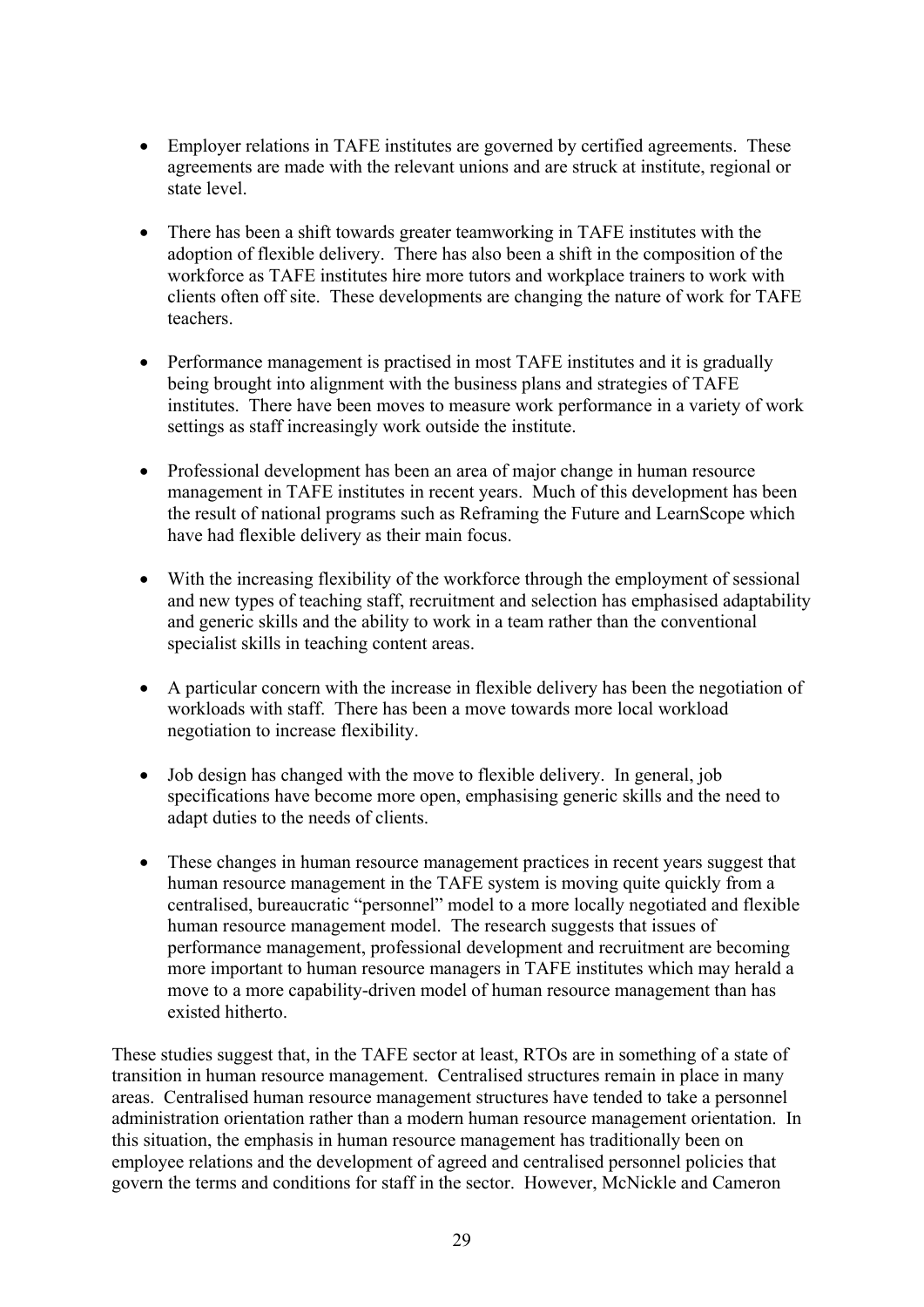- Employer relations in TAFE institutes are governed by certified agreements. These agreements are made with the relevant unions and are struck at institute, regional or state level.

- There has been a shift towards greater teamworking in TAFE institutes with the adoption of flexible delivery. There has also been a shift in the composition of the workforce as TAFE institutes hire more tutors and workplace trainers to work with clients often off site. These developments are changing the nature of work for TAFE teachers.

- Performance management is practised in most TAFE institutes and it is gradually being brought into alignment with the business plans and strategies of TAFE institutes. There have been moves to measure work performance in a variety of work settings as staff increasingly work outside the institute.

- Professional development has been an area of major change in human resource management in TAFE institutes in recent years. Much of this development has been the result of national programs such as Reframing the Future and LearnScope which have had flexible delivery as their main focus.

- With the increasing flexibility of the workforce through the employment of sessional and new types of teaching staff, recruitment and selection has emphasised adaptability and generic skills and the ability to work in a team rather than the conventional specialist skills in teaching content areas.

- A particular concern with the increase in flexible delivery has been the negotiation of workloads with staff. There has been a move towards more local workload negotiation to increase flexibility.

- Job design has changed with the move to flexible delivery. In general, job specifications have become more open, emphasising generic skills and the need to adapt duties to the needs of clients.

- These changes in human resource management practices in recent years suggest that human resource management in the TAFE system is moving quite quickly from a centralised, bureaucratic "personnel" model to a more locally negotiated and flexible human resource management model. The research suggests that issues of performance management, professional development and recruitment are becoming more important to human resource managers in TAFE institutes which may herald a move to a more capability-driven model of human resource management than has existed hitherto.

These studies suggest that, in the TAFE sector at least, RTOs are in something of a state of transition in human resource management. Centralised structures remain in place in many areas. Centralised human resource management structures have tended to take a personnel administration orientation rather than a modern human resource management orientation. In this situation, the emphasis in human resource management has traditionally been on employee relations and the development of agreed and centralised personnel policies that govern the terms and conditions for staff in the sector. However, McNickle and Cameron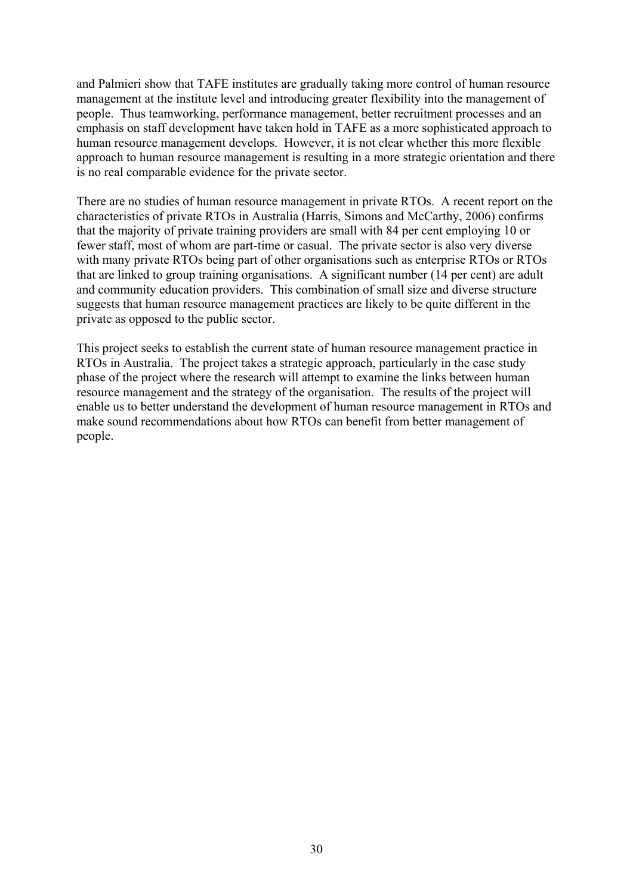and Palmieri show that TAFE institutes are gradually taking more control of human resource management at the institute level and introducing greater flexibility into the management of people. Thus teamworking, performance management, better recruitment processes and an emphasis on staff development have taken hold in TAFE as a more sophisticated approach to human resource management develops. However, it is not clear whether this more flexible approach to human resource management is resulting in a more strategic orientation and there is no real comparable evidence for the private sector.

There are no studies of human resource management in private RTOs. A recent report on the characteristics of private RTOs in Australia (Harris, Simons and McCarthy, 2006) confirms that the majority of private training providers are small with 84 per cent employing 10 or fewer staff, most of whom are part-time or casual. The private sector is also very diverse with many private RTOs being part of other organisations such as enterprise RTOs or RTOs that are linked to group training organisations. A significant number (14 per cent) are adult and community education providers. This combination of small size and diverse structure suggests that human resource management practices are likely to be quite different in the private as opposed to the public sector.

This project seeks to establish the current state of human resource management practice in RTOs in Australia. The project takes a strategic approach, particularly in the case study phase of the project where the research will attempt to examine the links between human resource management and the strategy of the organisation. The results of the project will enable us to better understand the development of human resource management in RTOs and make sound recommendations about how RTOs can benefit from better management of people.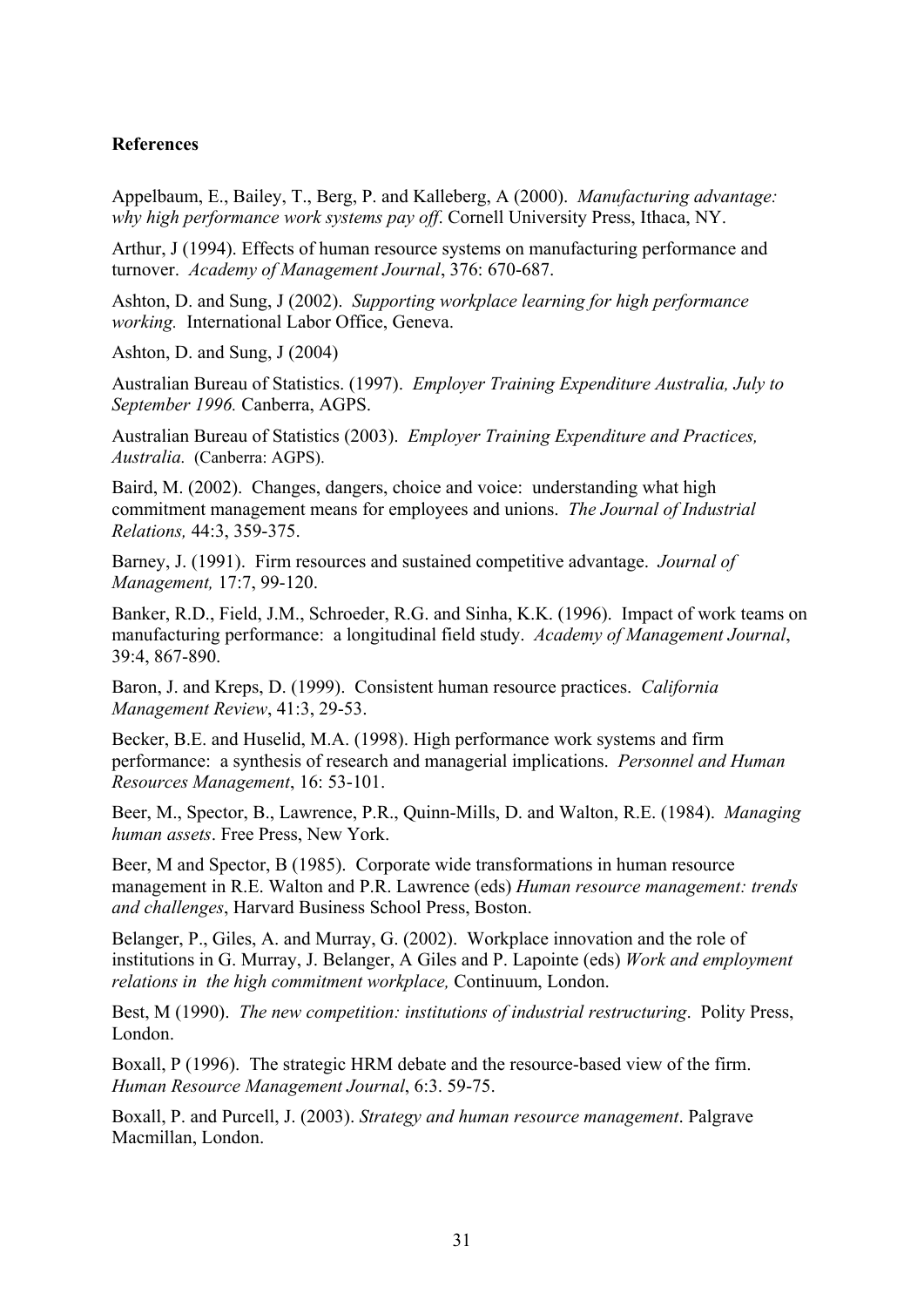**References**

Appelbaum, E., Bailey, T., Berg, P. and Kalleberg, A (2000). *Manufacturing advantage: why high performance work systems pay off*. Cornell University Press, Ithaca, NY.

Arthur, J (1994). Effects of human resource systems on manufacturing performance and turnover. *Academy of Management Journal*, 376: 670-687.

Ashton, D. and Sung, J (2002). *Supporting workplace learning for high performance working.* International Labor Office, Geneva.

Ashton, D. and Sung, J (2004)

Australian Bureau of Statistics. (1997). *Employer Training Expenditure Australia, July to September 1996.* Canberra, AGPS.

Australian Bureau of Statistics (2003). *Employer Training Expenditure and Practices, Australia.* (Canberra: AGPS).

Baird, M. (2002). Changes, dangers, choice and voice: understanding what high commitment management means for employees and unions. *The Journal of Industrial Relations,* 44:3, 359-375.

Barney, J. (1991). Firm resources and sustained competitive advantage. *Journal of Management,* 17:7, 99-120.

Banker, R.D., Field, J.M., Schroeder, R.G. and Sinha, K.K. (1996). Impact of work teams on manufacturing performance: a longitudinal field study. *Academy of Management Journal*, 39:4, 867-890.

Baron, J. and Kreps, D. (1999). Consistent human resource practices. *California Management Review*, 41:3, 29-53.

Becker, B.E. and Huselid, M.A. (1998). High performance work systems and firm performance: a synthesis of research and managerial implications. *Personnel and Human Resources Management*, 16: 53-101.

Beer, M., Spector, B., Lawrence, P.R., Quinn-Mills, D. and Walton, R.E. (1984). *Managing human assets*. Free Press, New York.

Beer, M and Spector, B (1985). Corporate wide transformations in human resource management in R.E. Walton and P.R. Lawrence (eds) *Human resource management: trends and challenges*, Harvard Business School Press, Boston.

Belanger, P., Giles, A. and Murray, G. (2002). Workplace innovation and the role of institutions in G. Murray, J. Belanger, A Giles and P. Lapointe (eds) *Work and employment relations in the high commitment workplace,* Continuum, London.

Best, M (1990). *The new competition: institutions of industrial restructuring*. Polity Press, London.

Boxall, P (1996). The strategic HRM debate and the resource-based view of the firm. *Human Resource Management Journal*, 6:3. 59-75.

Boxall, P. and Purcell, J. (2003). *Strategy and human resource management*. Palgrave Macmillan, London.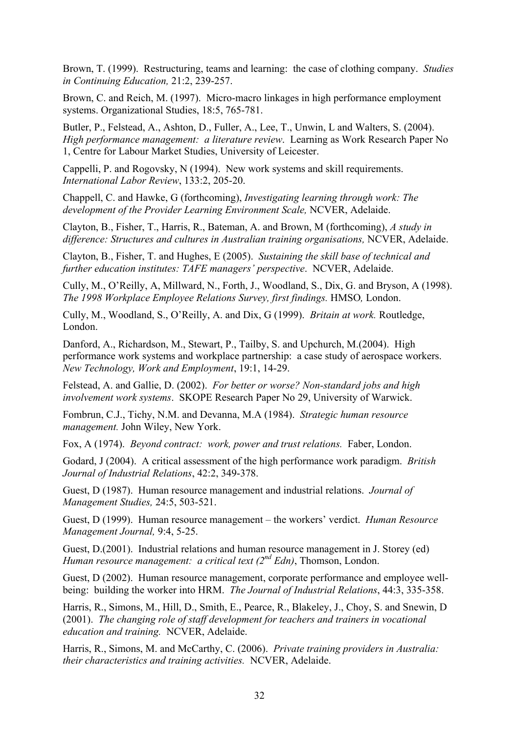Brown, T. (1999). Restructuring, teams and learning: the case of clothing company. *Studies in Continuing Education,* 21:2, 239-257.

Brown, C. and Reich, M. (1997). Micro-macro linkages in high performance employment systems. Organizational Studies, 18:5, 765-781.

Butler, P., Felstead, A., Ashton, D., Fuller, A., Lee, T., Unwin, L and Walters, S. (2004). *High performance management: a literature review*. Learning as Work Research Paper No 1, Centre for Labour Market Studies, University of Leicester.

Cappelli, P. and Rogovsky, N (1994). New work systems and skill requirements. *International Labor Review*, 133:2, 205-20.

Chappell, C. and Hawke, G (forthcoming), *Investigating learning through work: The development of the Provider Learning Environment Scale,* NCVER, Adelaide.

Clayton, B., Fisher, T., Harris, R., Bateman, A. and Brown, M (forthcoming), *A study in difference: Structures and cultures in Australian training organisations,* NCVER, Adelaide.

Clayton, B., Fisher, T. and Hughes, E (2005). *Sustaining the skill base of technical and further education institutes: TAFE managers' perspective*. NCVER, Adelaide.

Cully, M., O'Reilly, A, Millward, N., Forth, J., Woodland, S., Dix, G. and Bryson, A (1998). *The 1998 Workplace Employee Relations Survey, first findings.* HMSO*,* London.

Cully, M., Woodland, S., O'Reilly, A. and Dix, G (1999). *Britain at work.* Routledge, London.

Danford, A., Richardson, M., Stewart, P., Tailby, S. and Upchurch, M.(2004). High performance work systems and workplace partnership: a case study of aerospace workers. *New Technology, Work and Employment*, 19:1, 14-29.

Felstead, A. and Gallie, D. (2002). *For better or worse? Non-standard jobs and high involvement work systems*. SKOPE Research Paper No 29, University of Warwick.

Fombrun, C.J., Tichy, N.M. and Devanna, M.A (1984). *Strategic human resource management.* John Wiley, New York.

Fox, A (1974). *Beyond contract: work, power and trust relations.* Faber, London.

Godard, J (2004). A critical assessment of the high performance work paradigm. *British Journal of Industrial Relations*, 42:2, 349-378.

Guest, D (1987). Human resource management and industrial relations. *Journal of Management Studies,* 24:5, 503-521.

Guest, D (1999). Human resource management – the workers' verdict. *Human Resource Management Journal,* 9:4, 5-25.

Guest, D.(2001). Industrial relations and human resource management in J. Storey (ed) *Human resource management: a critical text (2nd Edn)*, Thomson, London.

Guest, D (2002). Human resource management, corporate performance and employee well-being: building the worker into HRM. *The Journal of Industrial Relations*, 44:3, 335-358.

Harris, R., Simons, M., Hill, D., Smith, E., Pearce, R., Blakeley, J., Choy, S. and Snewin, D (2001). *The changing role of staff development for teachers and trainers in vocational education and training.* NCVER, Adelaide.

Harris, R., Simons, M. and McCarthy, C. (2006). *Private training providers in Australia: their characteristics and training activities.* NCVER, Adelaide.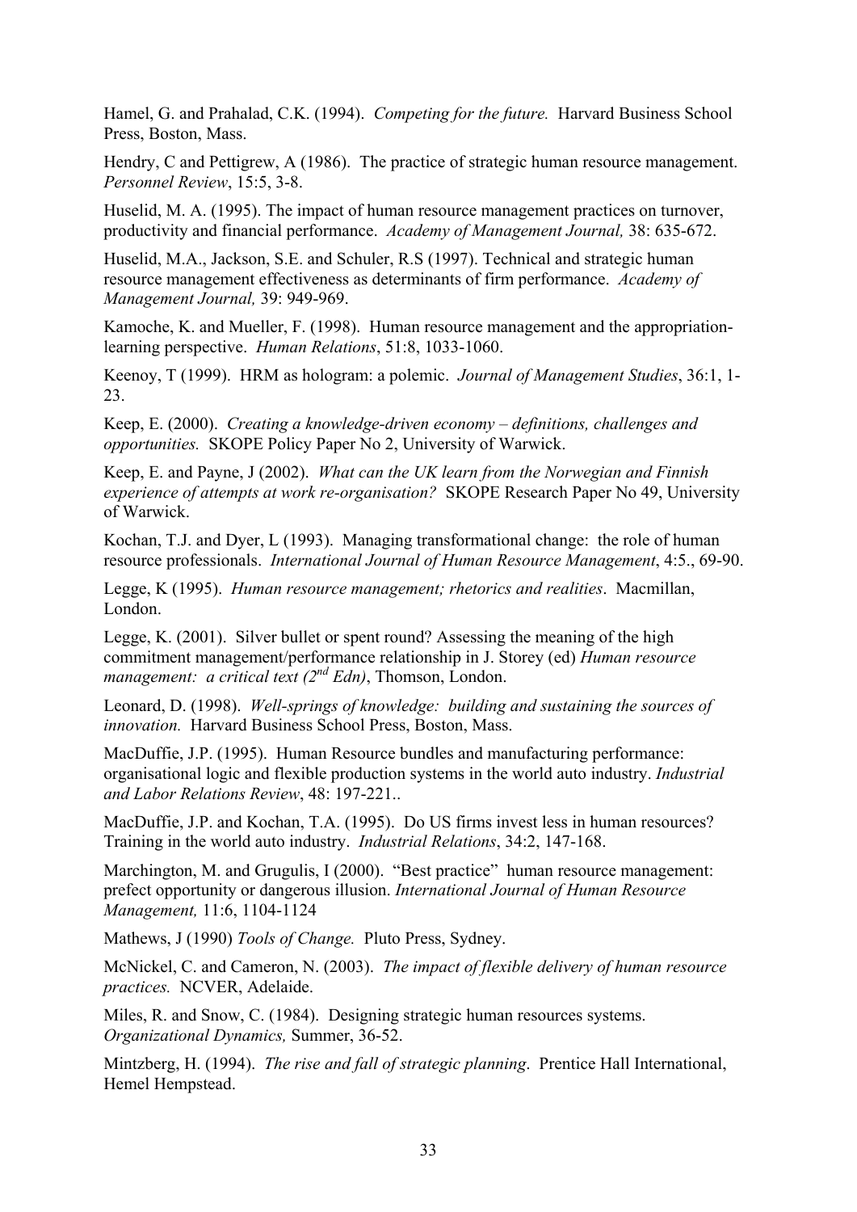Hamel, G. and Prahalad, C.K. (1994). *Competing for the future.* Harvard Business School Press, Boston, Mass.

Hendry, C and Pettigrew, A (1986). The practice of strategic human resource management. *Personnel Review*, 15:5, 3-8.

Huselid, M. A. (1995). The impact of human resource management practices on turnover, productivity and financial performance. *Academy of Management Journal,* 38: 635-672.

Huselid, M.A., Jackson, S.E. and Schuler, R.S (1997). Technical and strategic human resource management effectiveness as determinants of firm performance. *Academy of Management Journal,* 39: 949-969.

Kamoche, K. and Mueller, F. (1998). Human resource management and the appropriation-learning perspective. *Human Relations*, 51:8, 1033-1060.

Keenoy, T (1999). HRM as hologram: a polemic. *Journal of Management Studies*, 36:1, 1-23.

Keep, E. (2000). *Creating a knowledge-driven economy – definitions, challenges and opportunities.* SKOPE Policy Paper No 2, University of Warwick.

Keep, E. and Payne, J (2002). *What can the UK learn from the Norwegian and Finnish experience of attempts at work re-organisation?* SKOPE Research Paper No 49, University of Warwick.

Kochan, T.J. and Dyer, L (1993). Managing transformational change: the role of human resource professionals. *International Journal of Human Resource Management*, 4:5., 69-90.

Legge, K (1995). *Human resource management; rhetorics and realities*. Macmillan, London.

Legge, K. (2001). Silver bullet or spent round? Assessing the meaning of the high commitment management/performance relationship in J. Storey (ed) *Human resource management: a critical text (2nd Edn)*, Thomson, London.

Leonard, D. (1998). *Well-springs of knowledge: building and sustaining the sources of innovation.* Harvard Business School Press, Boston, Mass.

MacDuffie, J.P. (1995). Human Resource bundles and manufacturing performance: organisational logic and flexible production systems in the world auto industry. *Industrial and Labor Relations Review*, 48: 197-221..

MacDuffie, J.P. and Kochan, T.A. (1995). Do US firms invest less in human resources? Training in the world auto industry. *Industrial Relations*, 34:2, 147-168.

Marchington, M. and Grugulis, I (2000). "Best practice" human resource management: prefect opportunity or dangerous illusion. *International Journal of Human Resource Management,* 11:6, 1104-1124

Mathews, J (1990) *Tools of Change.* Pluto Press, Sydney.

McNickel, C. and Cameron, N. (2003). *The impact of flexible delivery of human resource practices.* NCVER, Adelaide.

Miles, R. and Snow, C. (1984). Designing strategic human resources systems. *Organizational Dynamics,* Summer, 36-52.

Mintzberg, H. (1994). *The rise and fall of strategic planning*. Prentice Hall International, Hemel Hempstead.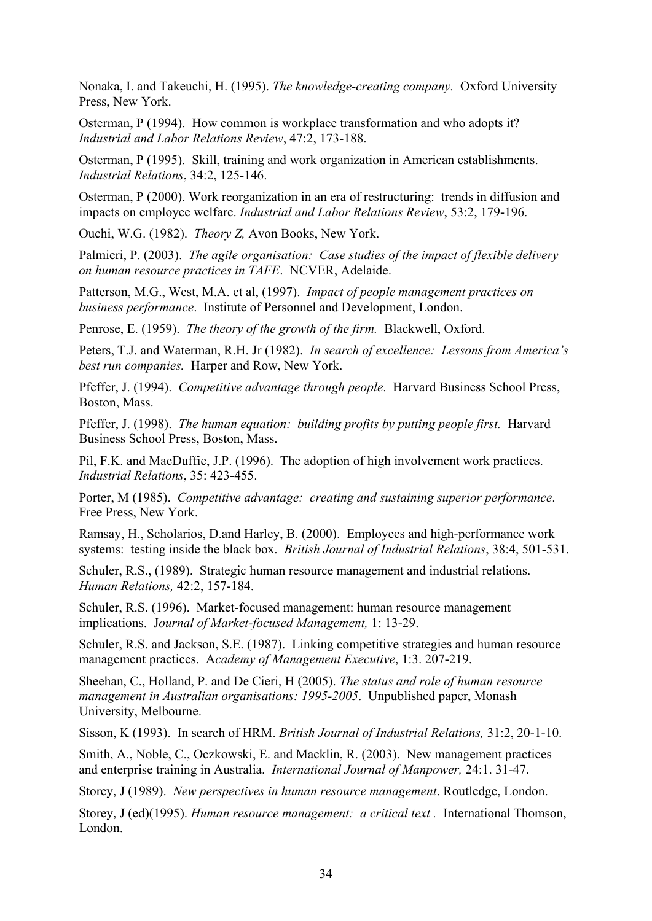Nonaka, I. and Takeuchi, H. (1995). *The knowledge-creating company.* Oxford University Press, New York.

Osterman, P (1994). How common is workplace transformation and who adopts it? *Industrial and Labor Relations Review*, 47:2, 173-188.

Osterman, P (1995). Skill, training and work organization in American establishments. *Industrial Relations*, 34:2, 125-146.

Osterman, P (2000). Work reorganization in an era of restructuring: trends in diffusion and impacts on employee welfare. *Industrial and Labor Relations Review*, 53:2, 179-196.

Ouchi, W.G. (1982). *Theory Z,* Avon Books, New York.

Palmieri, P. (2003). *The agile organisation: Case studies of the impact of flexible delivery on human resource practices in TAFE*. NCVER, Adelaide.

Patterson, M.G., West, M.A. et al, (1997). *Impact of people management practices on business performance*. Institute of Personnel and Development, London.

Penrose, E. (1959). *The theory of the growth of the firm.* Blackwell, Oxford.

Peters, T.J. and Waterman, R.H. Jr (1982). *In search of excellence: Lessons from America's best run companies.* Harper and Row, New York.

Pfeffer, J. (1994). *Competitive advantage through people*. Harvard Business School Press, Boston, Mass.

Pfeffer, J. (1998). *The human equation: building profits by putting people first.* Harvard Business School Press, Boston, Mass.

Pil, F.K. and MacDuffie, J.P. (1996). The adoption of high involvement work practices. *Industrial Relations*, 35: 423-455.

Porter, M (1985). *Competitive advantage: creating and sustaining superior performance*. Free Press, New York.

Ramsay, H., Scholarios, D.and Harley, B. (2000). Employees and high-performance work systems: testing inside the black box. *British Journal of Industrial Relations*, 38:4, 501-531.

Schuler, R.S., (1989). Strategic human resource management and industrial relations. *Human Relations,* 42:2, 157-184.

Schuler, R.S. (1996). Market-focused management: human resource management implications. J*ournal of Market-focused Management,* 1: 13-29.

Schuler, R.S. and Jackson, S.E. (1987). Linking competitive strategies and human resource management practices. A*cademy of Management Executive*, 1:3. 207-219.

Sheehan, C., Holland, P. and De Cieri, H (2005). *The status and role of human resource management in Australian organisations: 1995-2005*. Unpublished paper, Monash University, Melbourne.

Sisson, K (1993). In search of HRM. *British Journal of Industrial Relations,* 31:2, 20-1-10.

Smith, A., Noble, C., Oczkowski, E. and Macklin, R. (2003). New management practices and enterprise training in Australia. *International Journal of Manpower,* 24:1. 31-47.

Storey, J (1989). *New perspectives in human resource management*. Routledge, London.

Storey, J (ed)(1995). *Human resource management: a critical text .* International Thomson, London.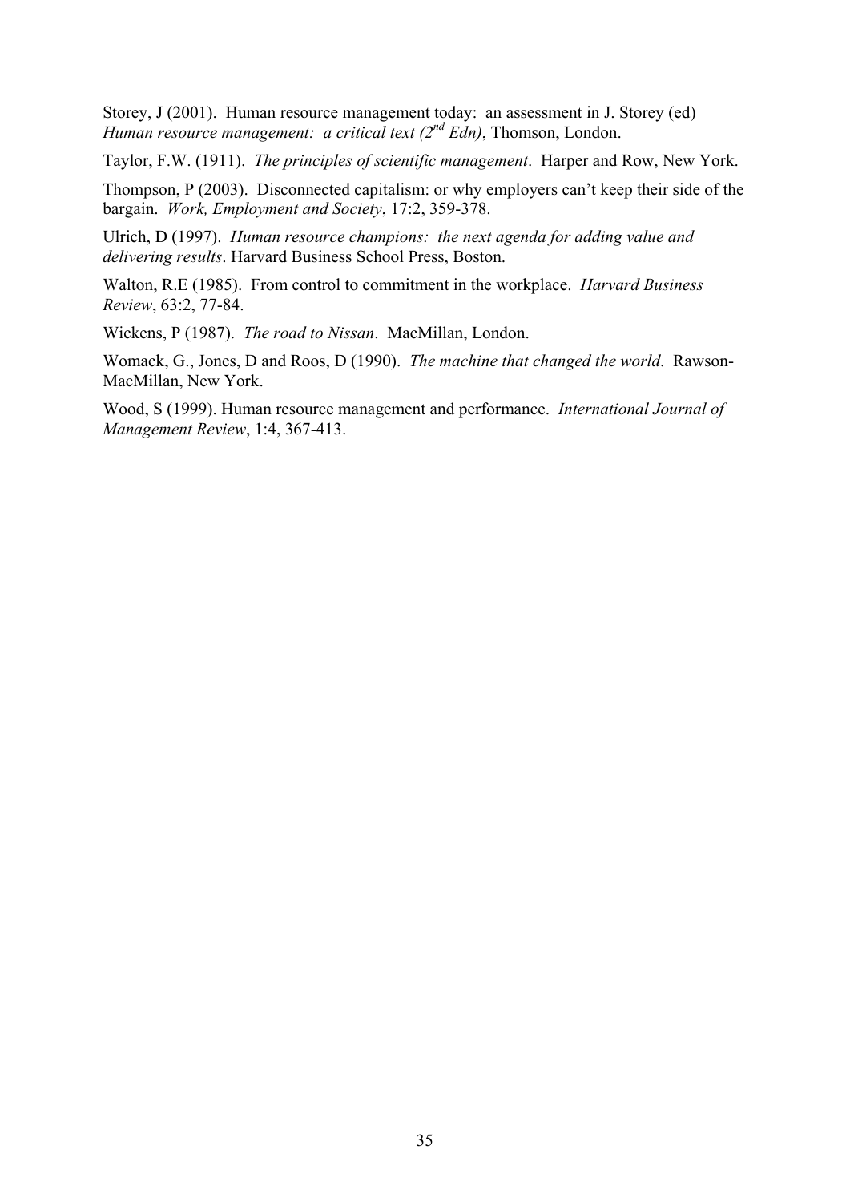Storey, J (2001). Human resource management today: an assessment in J. Storey (ed) *Human resource management: a critical text (2nd Edn)*, Thomson, London.

Taylor, F.W. (1911). *The principles of scientific management*. Harper and Row, New York.

Thompson, P (2003). Disconnected capitalism: or why employers can't keep their side of the bargain. *Work, Employment and Society*, 17:2, 359-378.

Ulrich, D (1997). *Human resource champions: the next agenda for adding value and delivering results*. Harvard Business School Press, Boston.

Walton, R.E (1985). From control to commitment in the workplace. *Harvard Business Review*, 63:2, 77-84.

Wickens, P (1987). *The road to Nissan*. MacMillan, London.

Womack, G., Jones, D and Roos, D (1990). *The machine that changed the world*. Rawson-MacMillan, New York.

Wood, S (1999). Human resource management and performance. *International Journal of Management Review*, 1:4, 367-413.